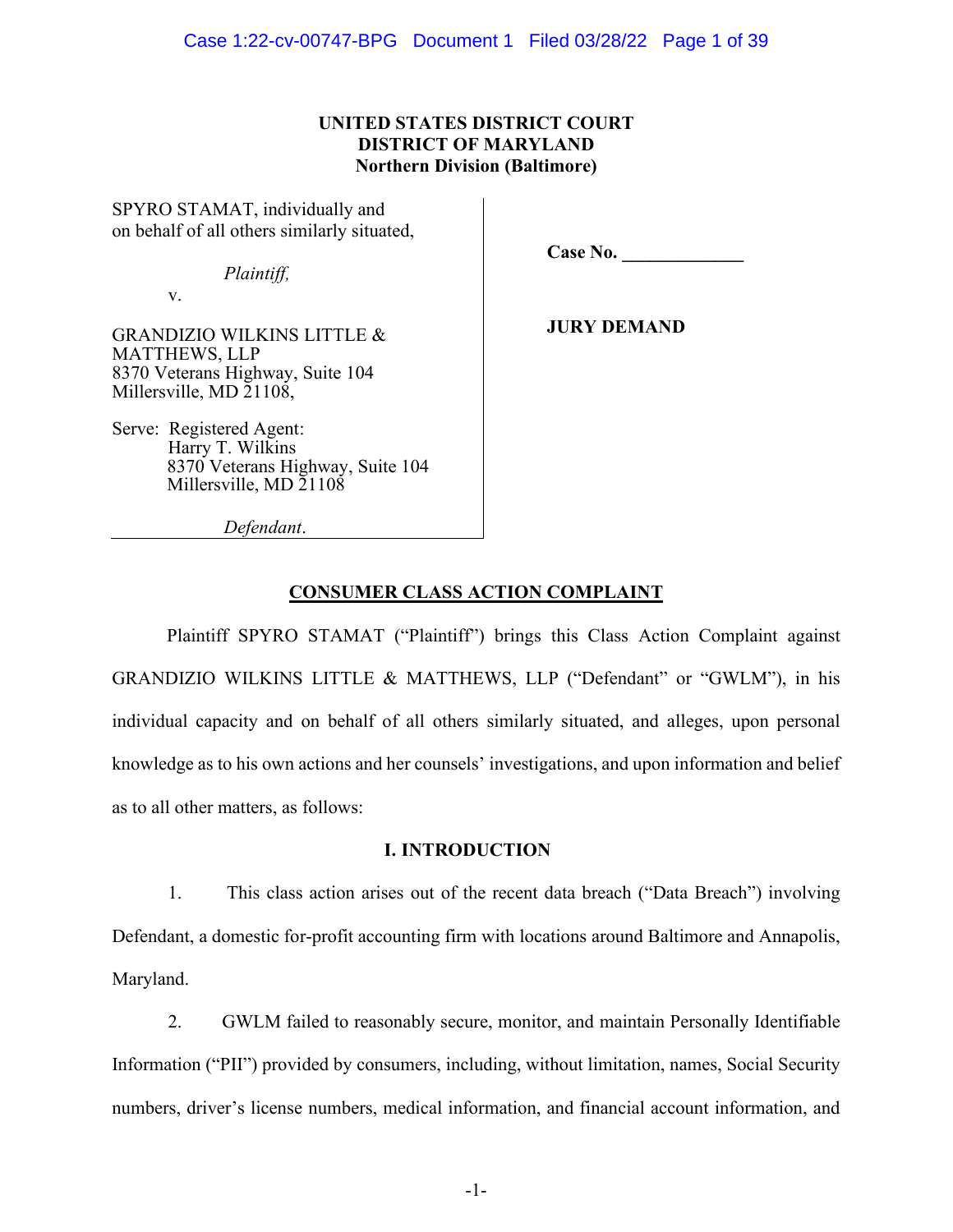**UNITED STATES DISTRICT COURT**
**DISTRICT OF MARYLAND**
**Northern Division (Baltimore)**

SPYRO STAMAT, individually and
on behalf of all others similarly situated,

*Plaintiff,*

v.

GRANDIZIO WILKINS LITTLE &
MATTHEWS, LLP
8370 Veterans Highway, Suite 104
Millersville, MD 21108,

Serve: Registered Agent:
Harry T. Wilkins
8370 Veterans Highway, Suite 104
Millersville, MD 21108

*Defendant*.

**Case No. \_\_\_\_\_\_\_\_\_\_\_\_\_**

**JURY DEMAND**

**<u>CONSUMER CLASS ACTION COMPLAINT</u>**

Plaintiff SPYRO STAMAT ("Plaintiff") brings this Class Action Complaint against GRANDIZIO WILKINS LITTLE & MATTHEWS, LLP ("Defendant" or "GWLM"), in his individual capacity and on behalf of all others similarly situated, and alleges, upon personal knowledge as to his own actions and her counsels' investigations, and upon information and belief as to all other matters, as follows:

## I. INTRODUCTION

1. This class action arises out of the recent data breach ("Data Breach") involving Defendant, a domestic for-profit accounting firm with locations around Baltimore and Annapolis, Maryland.

2. GWLM failed to reasonably secure, monitor, and maintain Personally Identifiable Information ("PII") provided by consumers, including, without limitation, names, Social Security numbers, driver's license numbers, medical information, and financial account information, and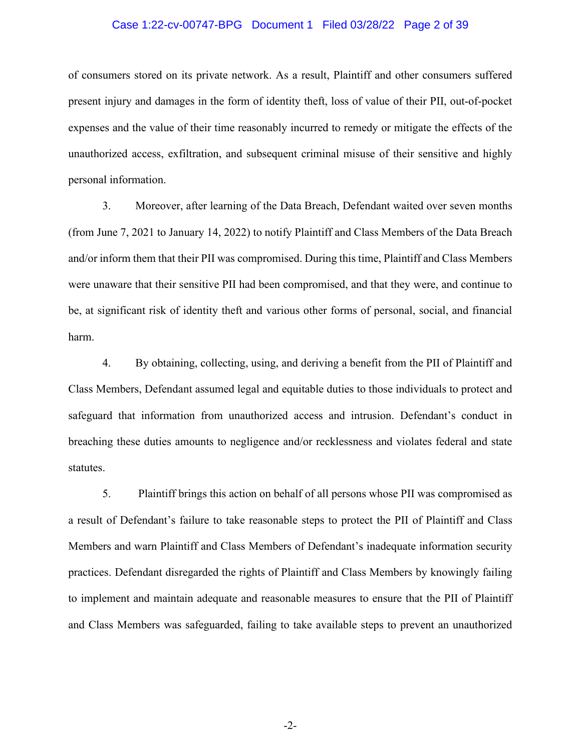of consumers stored on its private network. As a result, Plaintiff and other consumers suffered present injury and damages in the form of identity theft, loss of value of their PII, out-of-pocket expenses and the value of their time reasonably incurred to remedy or mitigate the effects of the unauthorized access, exfiltration, and subsequent criminal misuse of their sensitive and highly personal information.

3. Moreover, after learning of the Data Breach, Defendant waited over seven months (from June 7, 2021 to January 14, 2022) to notify Plaintiff and Class Members of the Data Breach and/or inform them that their PII was compromised. During this time, Plaintiff and Class Members were unaware that their sensitive PII had been compromised, and that they were, and continue to be, at significant risk of identity theft and various other forms of personal, social, and financial harm.

4. By obtaining, collecting, using, and deriving a benefit from the PII of Plaintiff and Class Members, Defendant assumed legal and equitable duties to those individuals to protect and safeguard that information from unauthorized access and intrusion. Defendant's conduct in breaching these duties amounts to negligence and/or recklessness and violates federal and state statutes.

5. Plaintiff brings this action on behalf of all persons whose PII was compromised as a result of Defendant's failure to take reasonable steps to protect the PII of Plaintiff and Class Members and warn Plaintiff and Class Members of Defendant's inadequate information security practices. Defendant disregarded the rights of Plaintiff and Class Members by knowingly failing to implement and maintain adequate and reasonable measures to ensure that the PII of Plaintiff and Class Members was safeguarded, failing to take available steps to prevent an unauthorized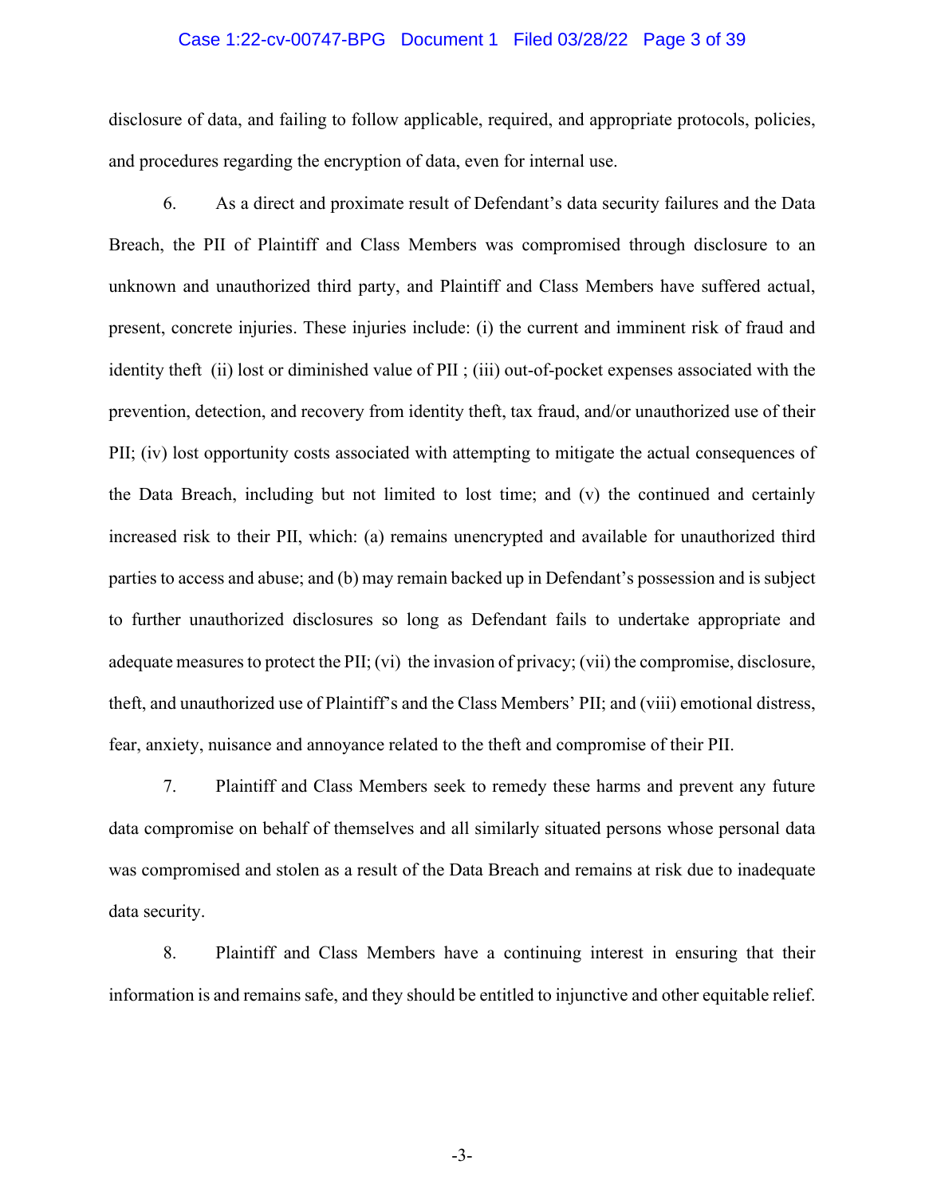disclosure of data, and failing to follow applicable, required, and appropriate protocols, policies, and procedures regarding the encryption of data, even for internal use.

6. As a direct and proximate result of Defendant's data security failures and the Data Breach, the PII of Plaintiff and Class Members was compromised through disclosure to an unknown and unauthorized third party, and Plaintiff and Class Members have suffered actual, present, concrete injuries. These injuries include: (i) the current and imminent risk of fraud and identity theft (ii) lost or diminished value of PII ; (iii) out-of-pocket expenses associated with the prevention, detection, and recovery from identity theft, tax fraud, and/or unauthorized use of their PII; (iv) lost opportunity costs associated with attempting to mitigate the actual consequences of the Data Breach, including but not limited to lost time; and (v) the continued and certainly increased risk to their PII, which: (a) remains unencrypted and available for unauthorized third parties to access and abuse; and (b) may remain backed up in Defendant's possession and is subject to further unauthorized disclosures so long as Defendant fails to undertake appropriate and adequate measures to protect the PII; (vi) the invasion of privacy; (vii) the compromise, disclosure, theft, and unauthorized use of Plaintiff's and the Class Members' PII; and (viii) emotional distress, fear, anxiety, nuisance and annoyance related to the theft and compromise of their PII.

7. Plaintiff and Class Members seek to remedy these harms and prevent any future data compromise on behalf of themselves and all similarly situated persons whose personal data was compromised and stolen as a result of the Data Breach and remains at risk due to inadequate data security.

8. Plaintiff and Class Members have a continuing interest in ensuring that their information is and remains safe, and they should be entitled to injunctive and other equitable relief.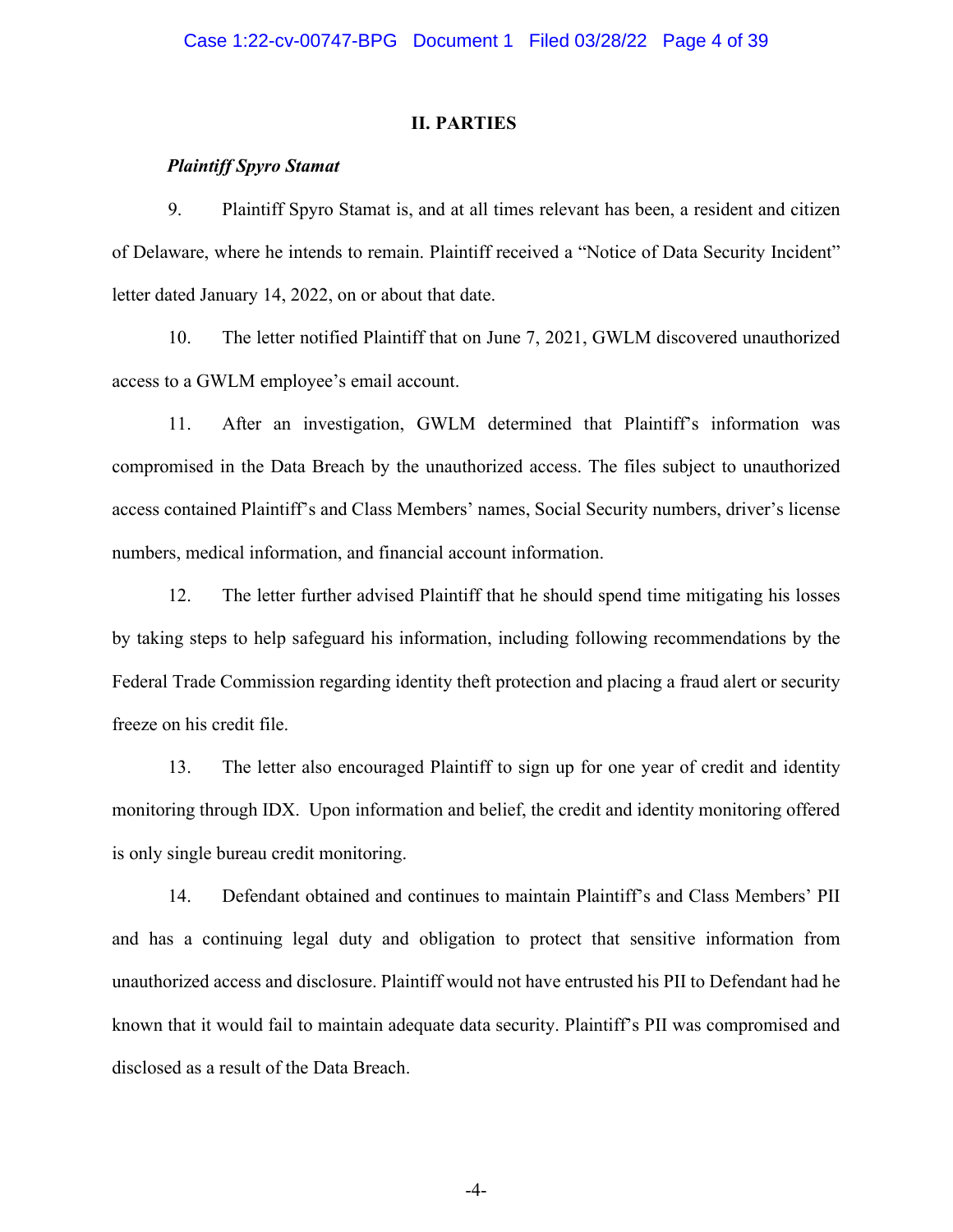## II. PARTIES

***Plaintiff Spyro Stamat***

9. Plaintiff Spyro Stamat is, and at all times relevant has been, a resident and citizen of Delaware, where he intends to remain. Plaintiff received a "Notice of Data Security Incident" letter dated January 14, 2022, on or about that date.

10. The letter notified Plaintiff that on June 7, 2021, GWLM discovered unauthorized access to a GWLM employee's email account.

11. After an investigation, GWLM determined that Plaintiff's information was compromised in the Data Breach by the unauthorized access. The files subject to unauthorized access contained Plaintiff's and Class Members' names, Social Security numbers, driver's license numbers, medical information, and financial account information.

12. The letter further advised Plaintiff that he should spend time mitigating his losses by taking steps to help safeguard his information, including following recommendations by the Federal Trade Commission regarding identity theft protection and placing a fraud alert or security freeze on his credit file.

13. The letter also encouraged Plaintiff to sign up for one year of credit and identity monitoring through IDX. Upon information and belief, the credit and identity monitoring offered is only single bureau credit monitoring.

14. Defendant obtained and continues to maintain Plaintiff's and Class Members' PII and has a continuing legal duty and obligation to protect that sensitive information from unauthorized access and disclosure. Plaintiff would not have entrusted his PII to Defendant had he known that it would fail to maintain adequate data security. Plaintiff's PII was compromised and disclosed as a result of the Data Breach.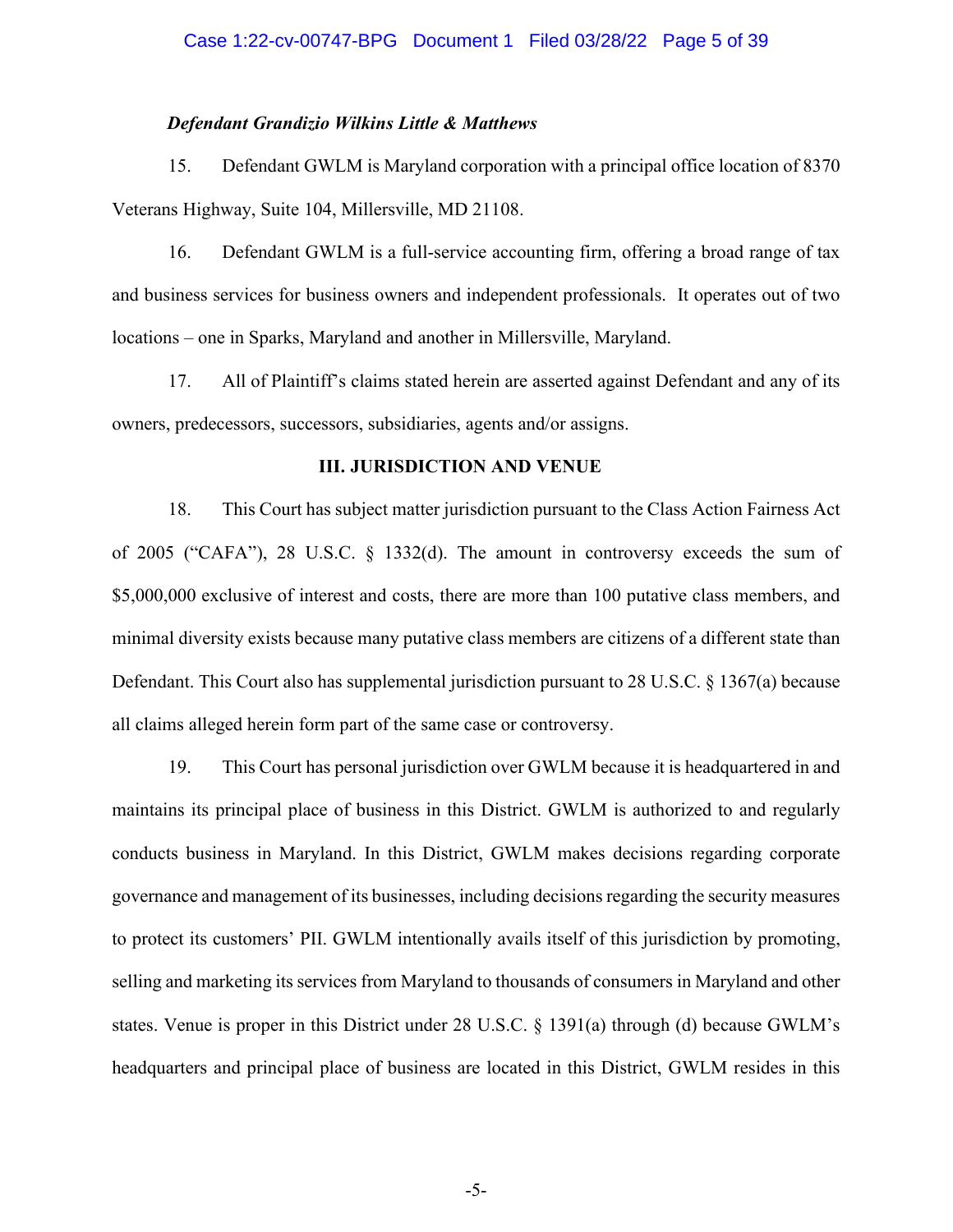***Defendant Grandizio Wilkins Little & Matthews***

15. Defendant GWLM is Maryland corporation with a principal office location of 8370 Veterans Highway, Suite 104, Millersville, MD 21108.

16. Defendant GWLM is a full-service accounting firm, offering a broad range of tax and business services for business owners and independent professionals. It operates out of two locations – one in Sparks, Maryland and another in Millersville, Maryland.

17. All of Plaintiff's claims stated herein are asserted against Defendant and any of its owners, predecessors, successors, subsidiaries, agents and/or assigns.

## III. JURISDICTION AND VENUE

18. This Court has subject matter jurisdiction pursuant to the Class Action Fairness Act of 2005 ("CAFA"), 28 U.S.C. § 1332(d). The amount in controversy exceeds the sum of $5,000,000 exclusive of interest and costs, there are more than 100 putative class members, and minimal diversity exists because many putative class members are citizens of a different state than Defendant. This Court also has supplemental jurisdiction pursuant to 28 U.S.C. § 1367(a) because all claims alleged herein form part of the same case or controversy.

19. This Court has personal jurisdiction over GWLM because it is headquartered in and maintains its principal place of business in this District. GWLM is authorized to and regularly conducts business in Maryland. In this District, GWLM makes decisions regarding corporate governance and management of its businesses, including decisions regarding the security measures to protect its customers' PII. GWLM intentionally avails itself of this jurisdiction by promoting, selling and marketing its services from Maryland to thousands of consumers in Maryland and other states. Venue is proper in this District under 28 U.S.C. § 1391(a) through (d) because GWLM's headquarters and principal place of business are located in this District, GWLM resides in this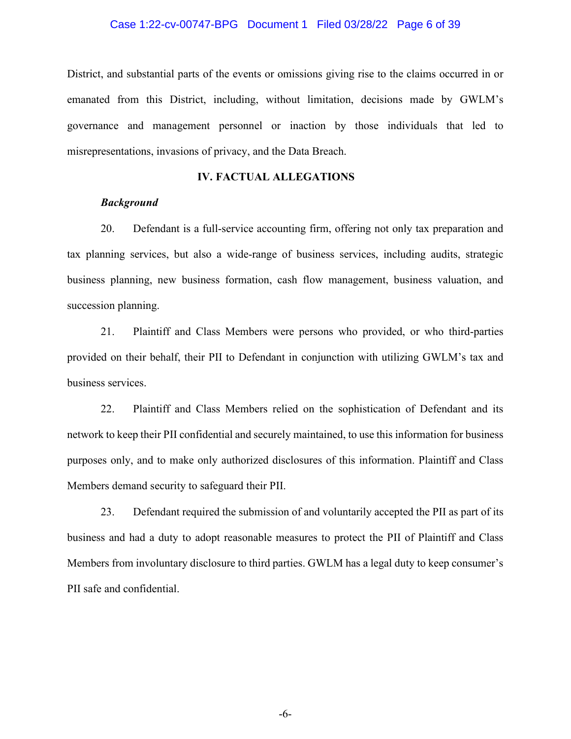District, and substantial parts of the events or omissions giving rise to the claims occurred in or emanated from this District, including, without limitation, decisions made by GWLM's governance and management personnel or inaction by those individuals that led to misrepresentations, invasions of privacy, and the Data Breach.

## IV. FACTUAL ALLEGATIONS

***Background***

20. Defendant is a full-service accounting firm, offering not only tax preparation and tax planning services, but also a wide-range of business services, including audits, strategic business planning, new business formation, cash flow management, business valuation, and succession planning.

21. Plaintiff and Class Members were persons who provided, or who third-parties provided on their behalf, their PII to Defendant in conjunction with utilizing GWLM's tax and business services.

22. Plaintiff and Class Members relied on the sophistication of Defendant and its network to keep their PII confidential and securely maintained, to use this information for business purposes only, and to make only authorized disclosures of this information. Plaintiff and Class Members demand security to safeguard their PII.

23. Defendant required the submission of and voluntarily accepted the PII as part of its business and had a duty to adopt reasonable measures to protect the PII of Plaintiff and Class Members from involuntary disclosure to third parties. GWLM has a legal duty to keep consumer's PII safe and confidential.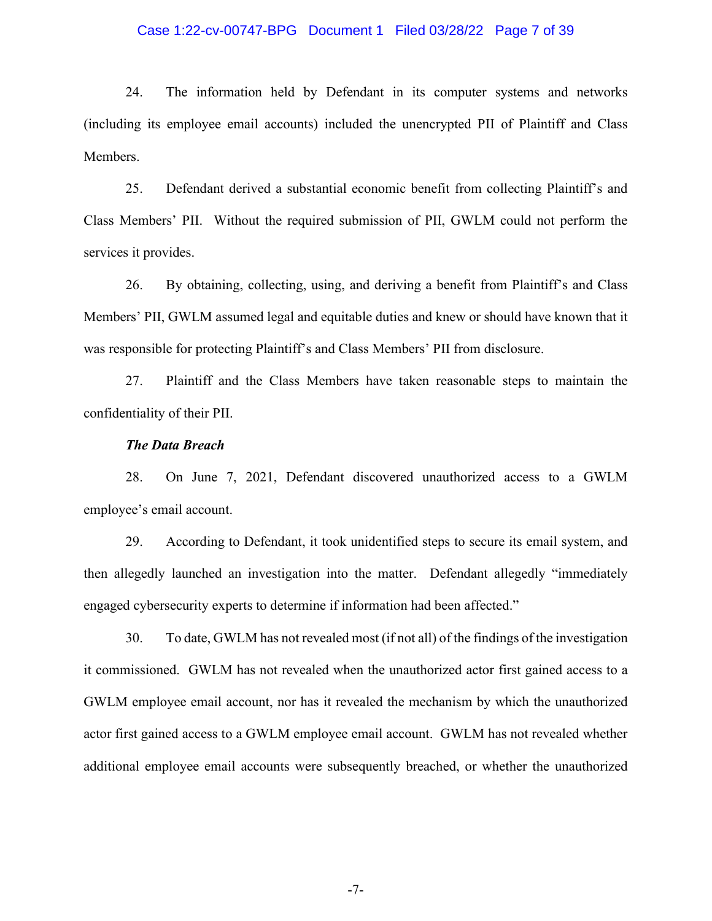24. The information held by Defendant in its computer systems and networks (including its employee email accounts) included the unencrypted PII of Plaintiff and Class Members.

25. Defendant derived a substantial economic benefit from collecting Plaintiff's and Class Members' PII. Without the required submission of PII, GWLM could not perform the services it provides.

26. By obtaining, collecting, using, and deriving a benefit from Plaintiff's and Class Members' PII, GWLM assumed legal and equitable duties and knew or should have known that it was responsible for protecting Plaintiff's and Class Members' PII from disclosure.

27. Plaintiff and the Class Members have taken reasonable steps to maintain the confidentiality of their PII.

***The Data Breach***

28. On June 7, 2021, Defendant discovered unauthorized access to a GWLM employee's email account.

29. According to Defendant, it took unidentified steps to secure its email system, and then allegedly launched an investigation into the matter. Defendant allegedly "immediately engaged cybersecurity experts to determine if information had been affected."

30. To date, GWLM has not revealed most (if not all) of the findings of the investigation it commissioned. GWLM has not revealed when the unauthorized actor first gained access to a GWLM employee email account, nor has it revealed the mechanism by which the unauthorized actor first gained access to a GWLM employee email account. GWLM has not revealed whether additional employee email accounts were subsequently breached, or whether the unauthorized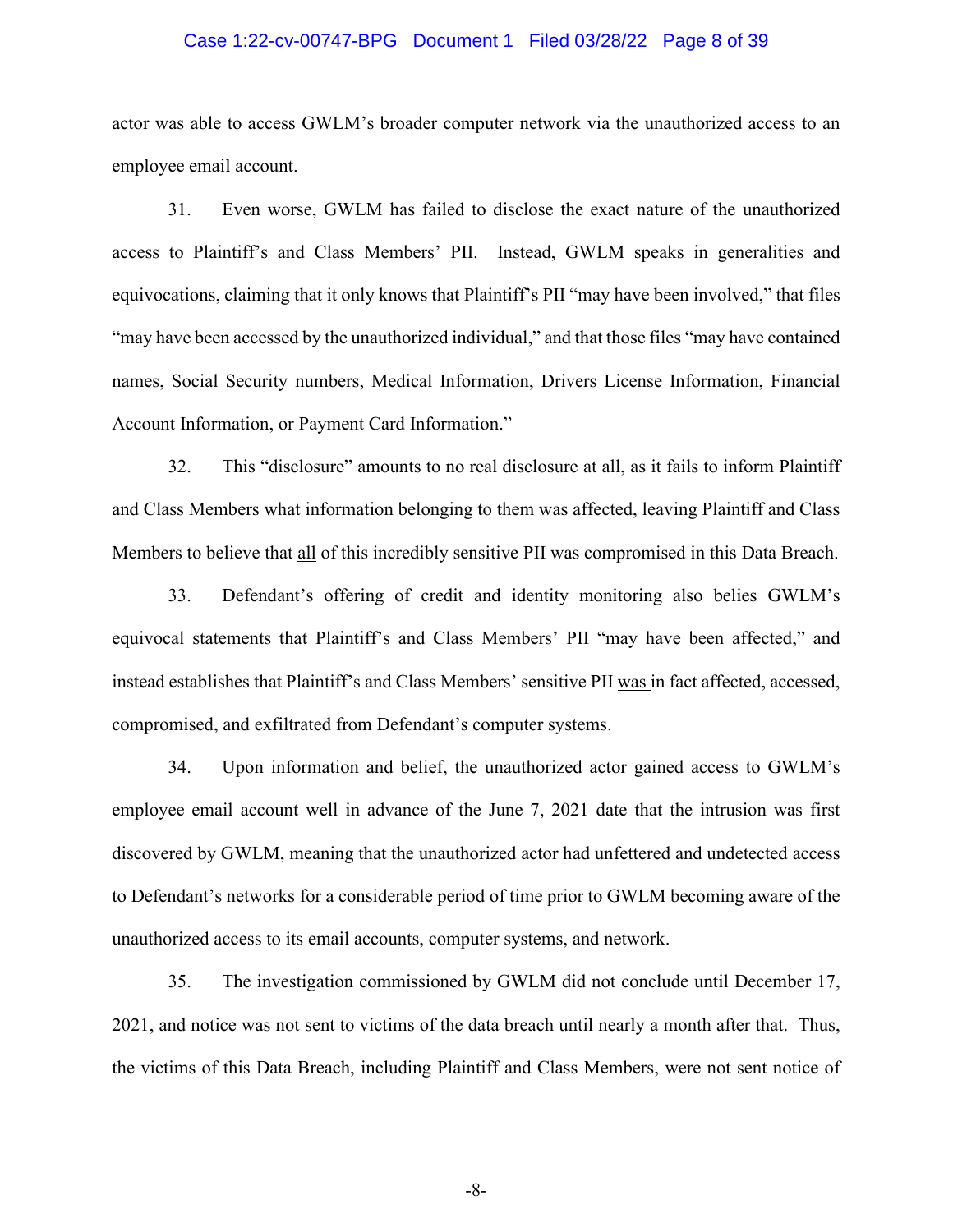actor was able to access GWLM's broader computer network via the unauthorized access to an employee email account.

31. Even worse, GWLM has failed to disclose the exact nature of the unauthorized access to Plaintiff's and Class Members' PII. Instead, GWLM speaks in generalities and equivocations, claiming that it only knows that Plaintiff's PII "may have been involved," that files "may have been accessed by the unauthorized individual," and that those files "may have contained names, Social Security numbers, Medical Information, Drivers License Information, Financial Account Information, or Payment Card Information."

32. This "disclosure" amounts to no real disclosure at all, as it fails to inform Plaintiff and Class Members what information belonging to them was affected, leaving Plaintiff and Class Members to believe that <u>all</u> of this incredibly sensitive PII was compromised in this Data Breach.

33. Defendant's offering of credit and identity monitoring also belies GWLM's equivocal statements that Plaintiff's and Class Members' PII "may have been affected," and instead establishes that Plaintiff's and Class Members' sensitive PII <u>was</u> in fact affected, accessed, compromised, and exfiltrated from Defendant's computer systems.

34. Upon information and belief, the unauthorized actor gained access to GWLM's employee email account well in advance of the June 7, 2021 date that the intrusion was first discovered by GWLM, meaning that the unauthorized actor had unfettered and undetected access to Defendant's networks for a considerable period of time prior to GWLM becoming aware of the unauthorized access to its email accounts, computer systems, and network.

35. The investigation commissioned by GWLM did not conclude until December 17, 2021, and notice was not sent to victims of the data breach until nearly a month after that. Thus, the victims of this Data Breach, including Plaintiff and Class Members, were not sent notice of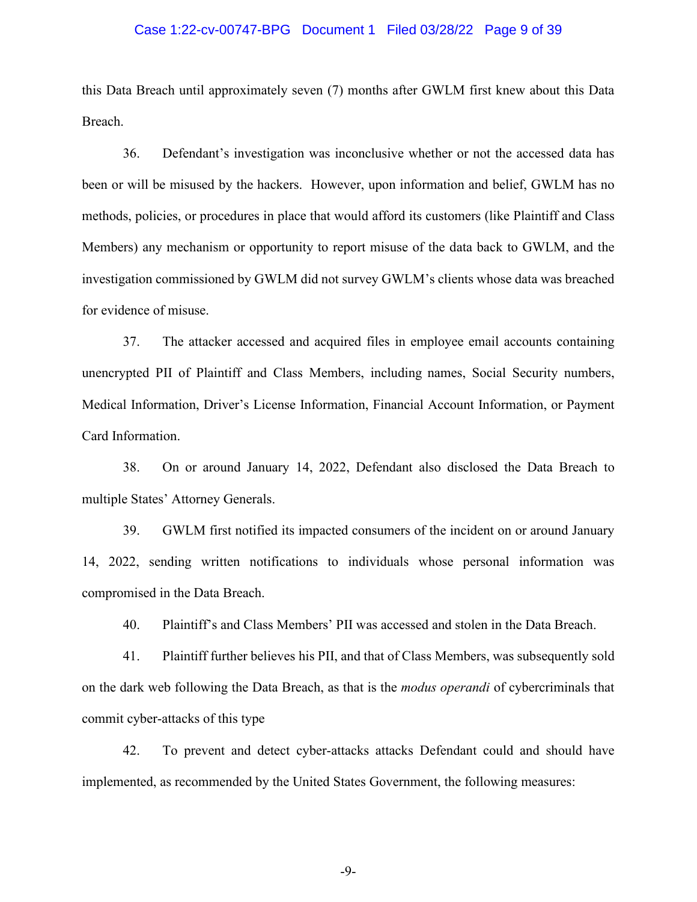this Data Breach until approximately seven (7) months after GWLM first knew about this Data Breach.

36. Defendant's investigation was inconclusive whether or not the accessed data has been or will be misused by the hackers. However, upon information and belief, GWLM has no methods, policies, or procedures in place that would afford its customers (like Plaintiff and Class Members) any mechanism or opportunity to report misuse of the data back to GWLM, and the investigation commissioned by GWLM did not survey GWLM's clients whose data was breached for evidence of misuse.

37. The attacker accessed and acquired files in employee email accounts containing unencrypted PII of Plaintiff and Class Members, including names, Social Security numbers, Medical Information, Driver's License Information, Financial Account Information, or Payment Card Information.

38. On or around January 14, 2022, Defendant also disclosed the Data Breach to multiple States' Attorney Generals.

39. GWLM first notified its impacted consumers of the incident on or around January 14, 2022, sending written notifications to individuals whose personal information was compromised in the Data Breach.

40. Plaintiff's and Class Members' PII was accessed and stolen in the Data Breach.

41. Plaintiff further believes his PII, and that of Class Members, was subsequently sold on the dark web following the Data Breach, as that is the *modus operandi* of cybercriminals that commit cyber-attacks of this type

42. To prevent and detect cyber-attacks attacks Defendant could and should have implemented, as recommended by the United States Government, the following measures: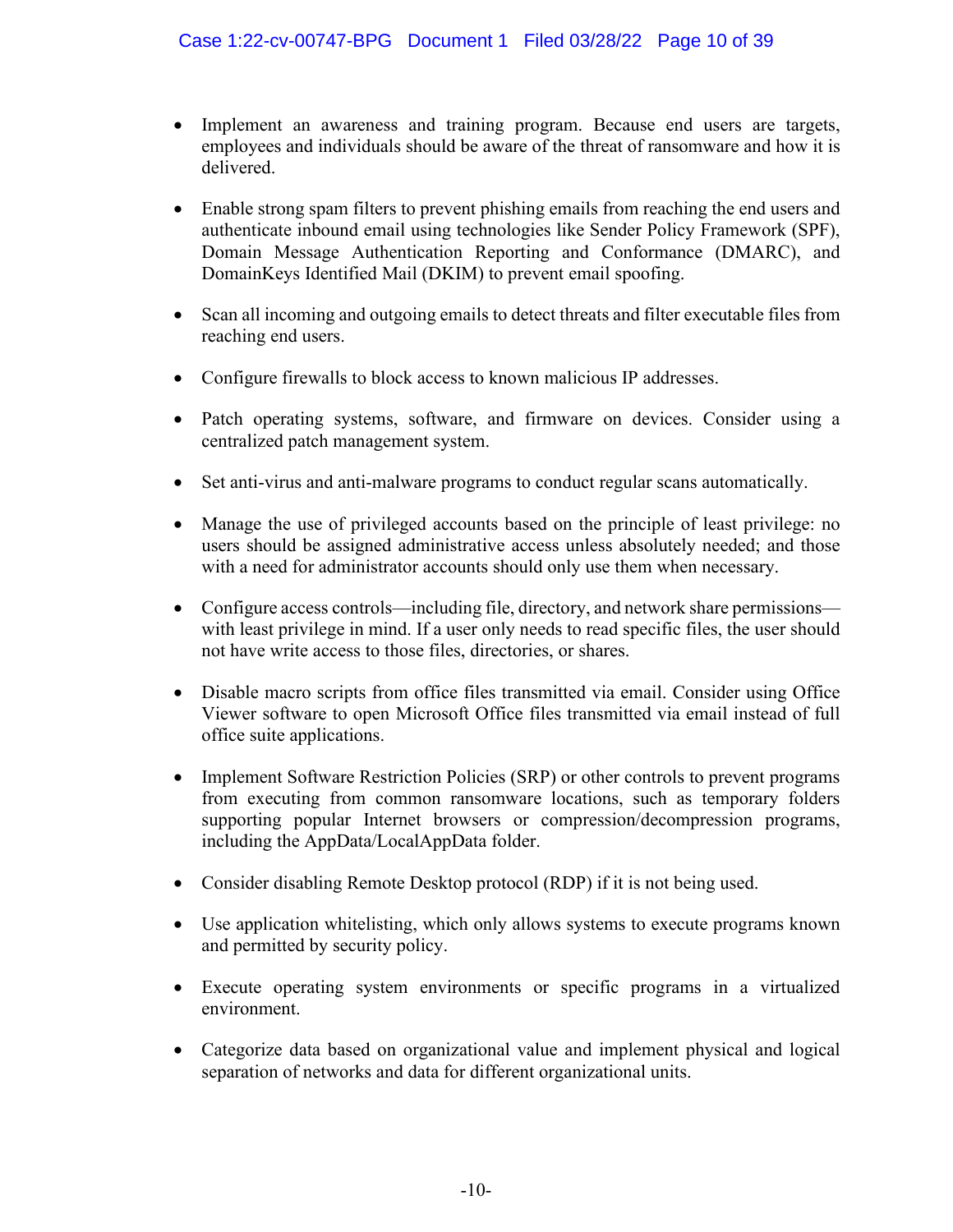- Implement an awareness and training program. Because end users are targets, employees and individuals should be aware of the threat of ransomware and how it is delivered.

- Enable strong spam filters to prevent phishing emails from reaching the end users and authenticate inbound email using technologies like Sender Policy Framework (SPF), Domain Message Authentication Reporting and Conformance (DMARC), and DomainKeys Identified Mail (DKIM) to prevent email spoofing.

- Scan all incoming and outgoing emails to detect threats and filter executable files from reaching end users.

- Configure firewalls to block access to known malicious IP addresses.

- Patch operating systems, software, and firmware on devices. Consider using a centralized patch management system.

- Set anti-virus and anti-malware programs to conduct regular scans automatically.

- Manage the use of privileged accounts based on the principle of least privilege: no users should be assigned administrative access unless absolutely needed; and those with a need for administrator accounts should only use them when necessary.

- Configure access controls—including file, directory, and network share permissions—with least privilege in mind. If a user only needs to read specific files, the user should not have write access to those files, directories, or shares.

- Disable macro scripts from office files transmitted via email. Consider using Office Viewer software to open Microsoft Office files transmitted via email instead of full office suite applications.

- Implement Software Restriction Policies (SRP) or other controls to prevent programs from executing from common ransomware locations, such as temporary folders supporting popular Internet browsers or compression/decompression programs, including the AppData/LocalAppData folder.

- Consider disabling Remote Desktop protocol (RDP) if it is not being used.

- Use application whitelisting, which only allows systems to execute programs known and permitted by security policy.

- Execute operating system environments or specific programs in a virtualized environment.

- Categorize data based on organizational value and implement physical and logical separation of networks and data for different organizational units.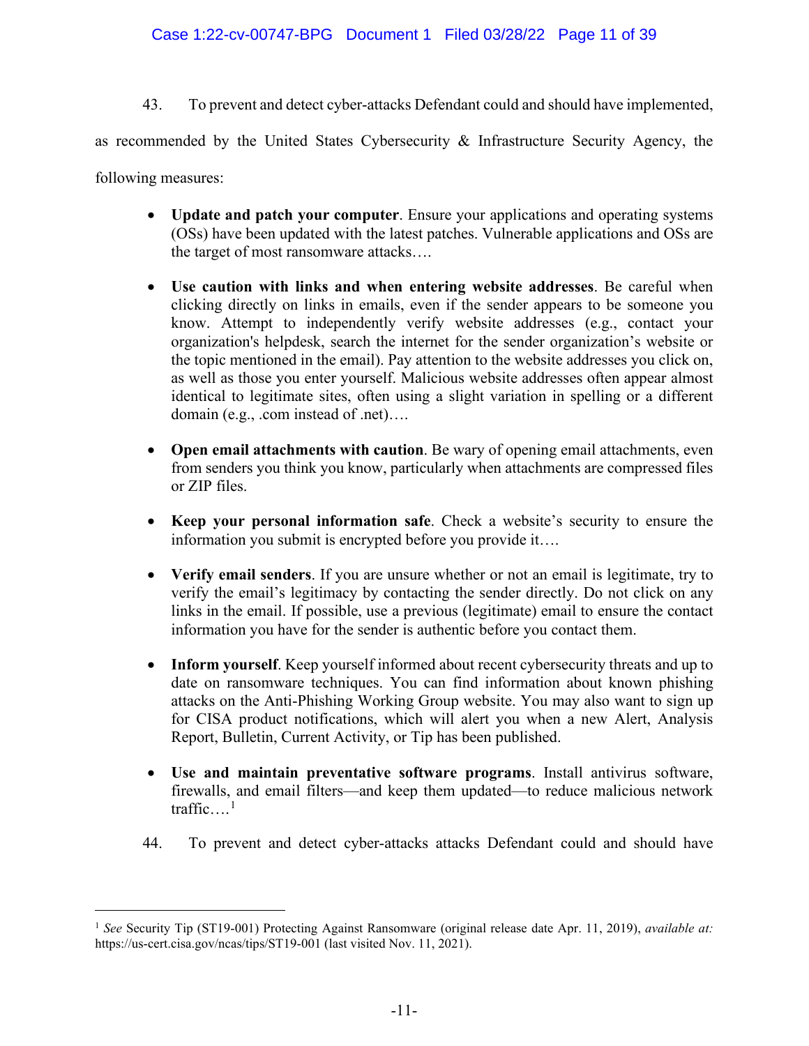43. To prevent and detect cyber-attacks Defendant could and should have implemented, as recommended by the United States Cybersecurity & Infrastructure Security Agency, the following measures:

- **Update and patch your computer**. Ensure your applications and operating systems (OSs) have been updated with the latest patches. Vulnerable applications and OSs are the target of most ransomware attacks….

- **Use caution with links and when entering website addresses**. Be careful when clicking directly on links in emails, even if the sender appears to be someone you know. Attempt to independently verify website addresses (e.g., contact your organization's helpdesk, search the internet for the sender organization's website or the topic mentioned in the email). Pay attention to the website addresses you click on, as well as those you enter yourself. Malicious website addresses often appear almost identical to legitimate sites, often using a slight variation in spelling or a different domain (e.g., .com instead of .net)….

- **Open email attachments with caution**. Be wary of opening email attachments, even from senders you think you know, particularly when attachments are compressed files or ZIP files.

- **Keep your personal information safe**. Check a website's security to ensure the information you submit is encrypted before you provide it….

- **Verify email senders**. If you are unsure whether or not an email is legitimate, try to verify the email's legitimacy by contacting the sender directly. Do not click on any links in the email. If possible, use a previous (legitimate) email to ensure the contact information you have for the sender is authentic before you contact them.

- **Inform yourself**. Keep yourself informed about recent cybersecurity threats and up to date on ransomware techniques. You can find information about known phishing attacks on the Anti-Phishing Working Group website. You may also want to sign up for CISA product notifications, which will alert you when a new Alert, Analysis Report, Bulletin, Current Activity, or Tip has been published.

- **Use and maintain preventative software programs**. Install antivirus software, firewalls, and email filters—and keep them updated—to reduce malicious network traffic….[1]

44. To prevent and detect cyber-attacks attacks Defendant could and should have

[1] *See* Security Tip (ST19-001) Protecting Against Ransomware (original release date Apr. 11, 2019), *available at:* https://us-cert.cisa.gov/ncas/tips/ST19-001 (last visited Nov. 11, 2021).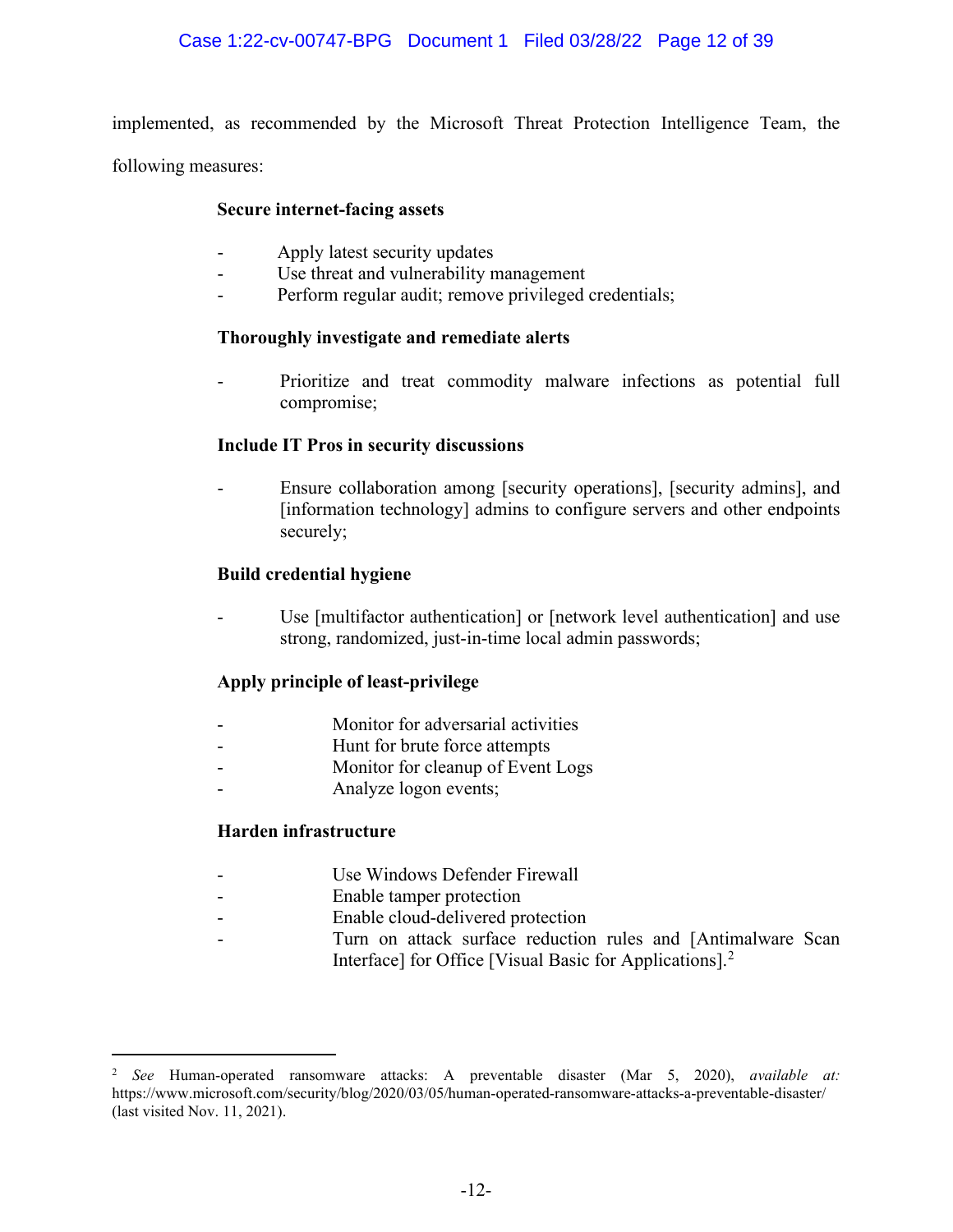implemented, as recommended by the Microsoft Threat Protection Intelligence Team, the following measures:

**Secure internet-facing assets**

- Apply latest security updates
- Use threat and vulnerability management
- Perform regular audit; remove privileged credentials;

**Thoroughly investigate and remediate alerts**

- Prioritize and treat commodity malware infections as potential full compromise;

**Include IT Pros in security discussions**

- Ensure collaboration among [security operations], [security admins], and [information technology] admins to configure servers and other endpoints securely;

**Build credential hygiene**

- Use [multifactor authentication] or [network level authentication] and use strong, randomized, just-in-time local admin passwords;

**Apply principle of least-privilege**

- Monitor for adversarial activities
- Hunt for brute force attempts
- Monitor for cleanup of Event Logs
- Analyze logon events;

**Harden infrastructure**

- Use Windows Defender Firewall
- Enable tamper protection
- Enable cloud-delivered protection
- Turn on attack surface reduction rules and [Antimalware Scan Interface] for Office [Visual Basic for Applications].[2]

---

[2] *See* Human-operated ransomware attacks: A preventable disaster (Mar 5, 2020), *available at:* https://www.microsoft.com/security/blog/2020/03/05/human-operated-ransomware-attacks-a-preventable-disaster/ (last visited Nov. 11, 2021).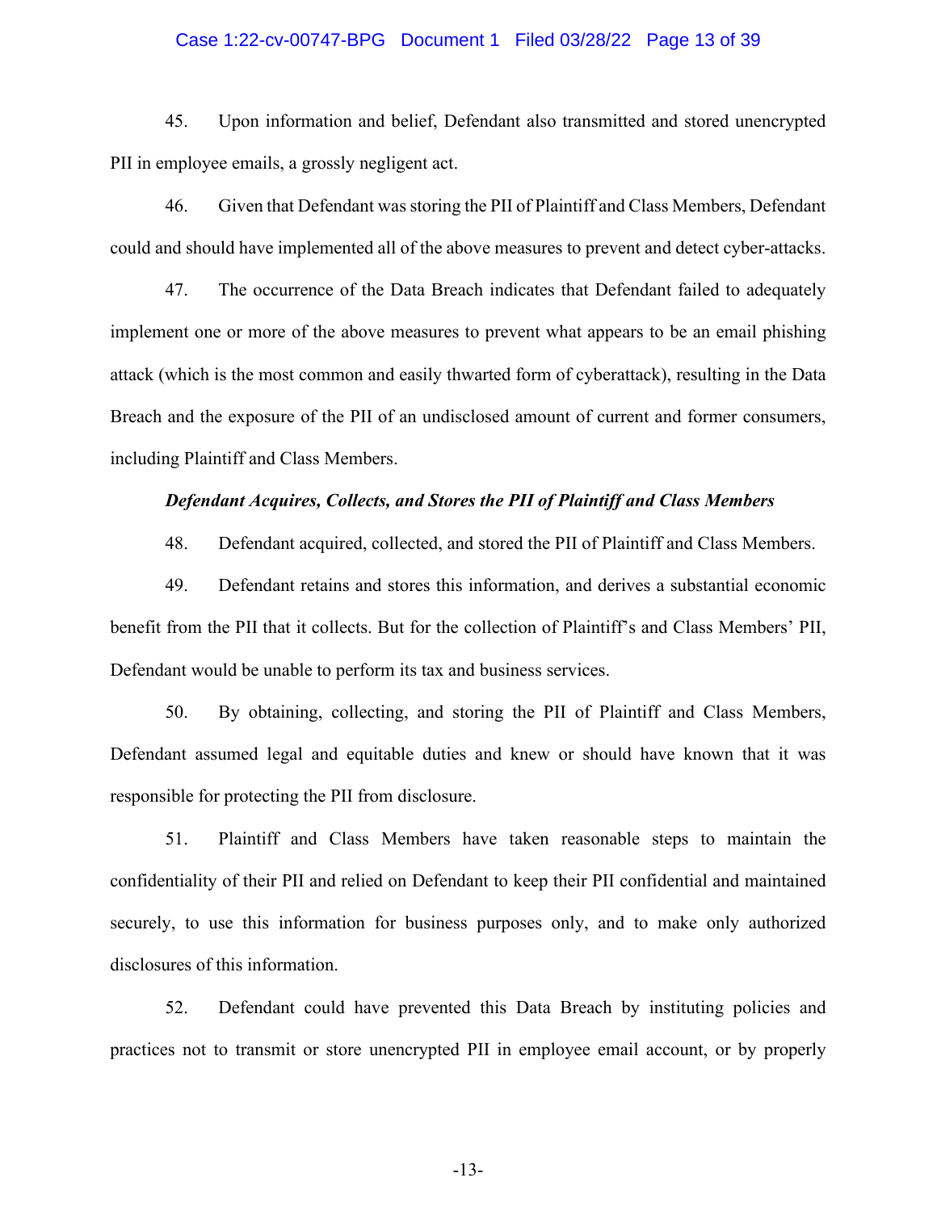45. Upon information and belief, Defendant also transmitted and stored unencrypted PII in employee emails, a grossly negligent act.

46. Given that Defendant was storing the PII of Plaintiff and Class Members, Defendant could and should have implemented all of the above measures to prevent and detect cyber-attacks.

47. The occurrence of the Data Breach indicates that Defendant failed to adequately implement one or more of the above measures to prevent what appears to be an email phishing attack (which is the most common and easily thwarted form of cyberattack), resulting in the Data Breach and the exposure of the PII of an undisclosed amount of current and former consumers, including Plaintiff and Class Members.

***Defendant Acquires, Collects, and Stores the PII of Plaintiff and Class Members***

48. Defendant acquired, collected, and stored the PII of Plaintiff and Class Members.

49. Defendant retains and stores this information, and derives a substantial economic benefit from the PII that it collects. But for the collection of Plaintiff's and Class Members' PII, Defendant would be unable to perform its tax and business services.

50. By obtaining, collecting, and storing the PII of Plaintiff and Class Members, Defendant assumed legal and equitable duties and knew or should have known that it was responsible for protecting the PII from disclosure.

51. Plaintiff and Class Members have taken reasonable steps to maintain the confidentiality of their PII and relied on Defendant to keep their PII confidential and maintained securely, to use this information for business purposes only, and to make only authorized disclosures of this information.

52. Defendant could have prevented this Data Breach by instituting policies and practices not to transmit or store unencrypted PII in employee email account, or by properly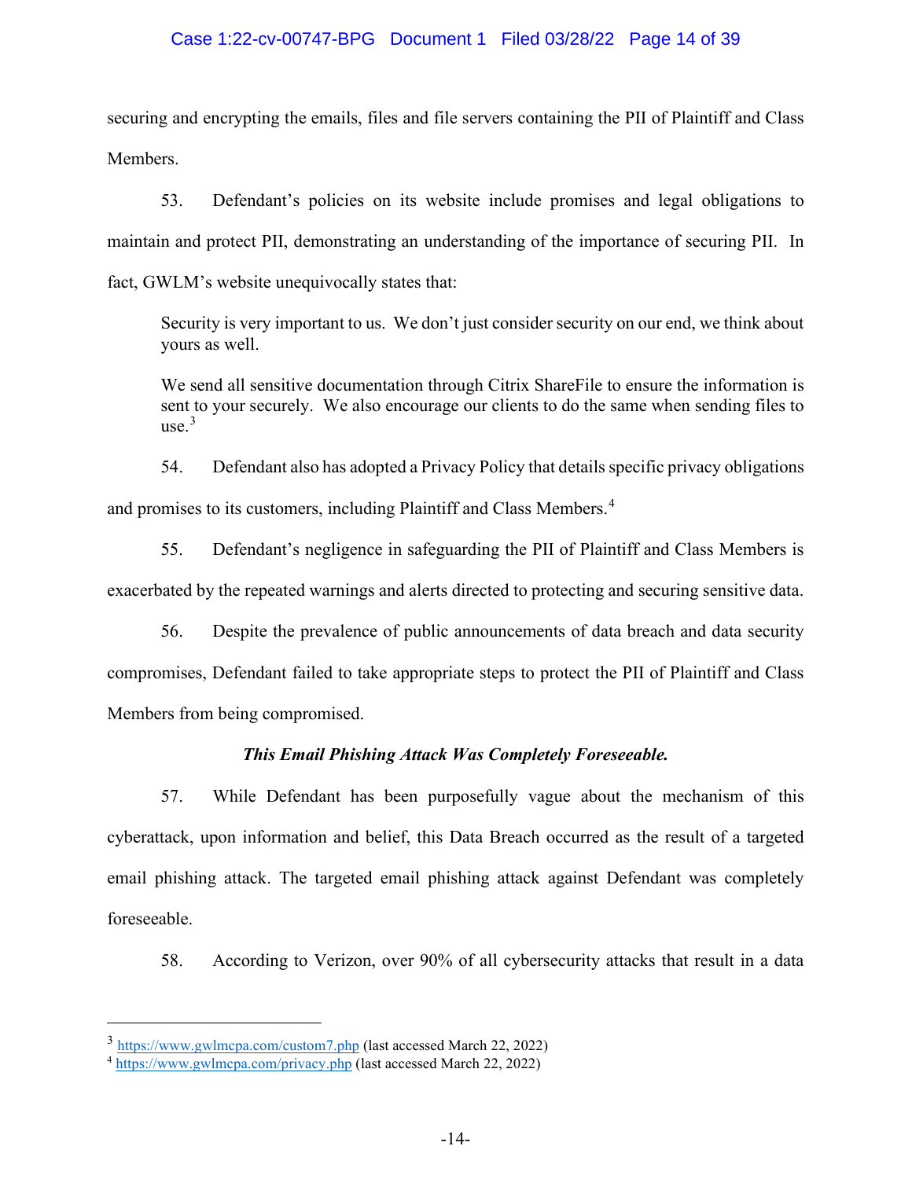securing and encrypting the emails, files and file servers containing the PII of Plaintiff and Class Members.

53. Defendant's policies on its website include promises and legal obligations to maintain and protect PII, demonstrating an understanding of the importance of securing PII. In fact, GWLM's website unequivocally states that:

> Security is very important to us. We don't just consider security on our end, we think about yours as well.
>
> We send all sensitive documentation through Citrix ShareFile to ensure the information is sent to your securely. We also encourage our clients to do the same when sending files to use.[3]

54. Defendant also has adopted a Privacy Policy that details specific privacy obligations and promises to its customers, including Plaintiff and Class Members.[4]

55. Defendant's negligence in safeguarding the PII of Plaintiff and Class Members is exacerbated by the repeated warnings and alerts directed to protecting and securing sensitive data.

56. Despite the prevalence of public announcements of data breach and data security compromises, Defendant failed to take appropriate steps to protect the PII of Plaintiff and Class Members from being compromised.

***This Email Phishing Attack Was Completely Foreseeable.***

57. While Defendant has been purposefully vague about the mechanism of this cyberattack, upon information and belief, this Data Breach occurred as the result of a targeted email phishing attack. The targeted email phishing attack against Defendant was completely foreseeable.

58. According to Verizon, over 90% of all cybersecurity attacks that result in a data

---

[3] https://www.gwlmcpa.com/custom7.php (last accessed March 22, 2022)

[4] https://www.gwlmcpa.com/privacy.php (last accessed March 22, 2022)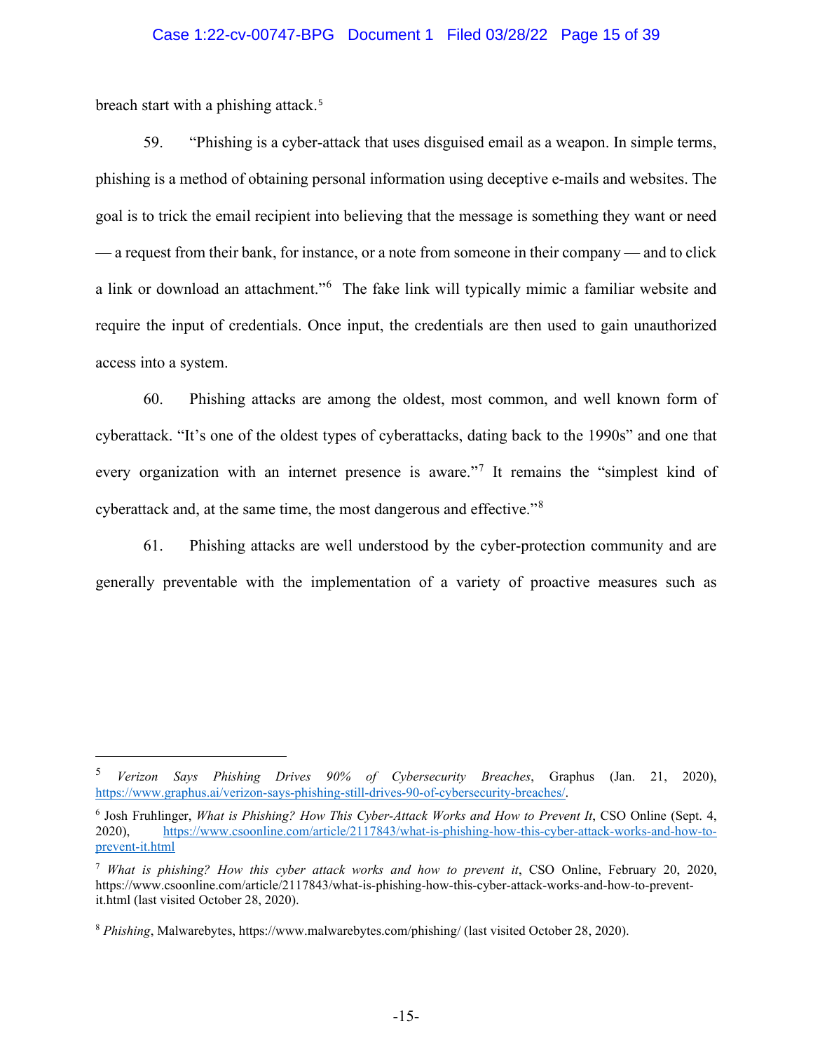breach start with a phishing attack.[5]

59. "Phishing is a cyber-attack that uses disguised email as a weapon. In simple terms, phishing is a method of obtaining personal information using deceptive e-mails and websites. The goal is to trick the email recipient into believing that the message is something they want or need — a request from their bank, for instance, or a note from someone in their company — and to click a link or download an attachment."[6] The fake link will typically mimic a familiar website and require the input of credentials. Once input, the credentials are then used to gain unauthorized access into a system.

60. Phishing attacks are among the oldest, most common, and well known form of cyberattack. "It's one of the oldest types of cyberattacks, dating back to the 1990s" and one that every organization with an internet presence is aware."[7] It remains the "simplest kind of cyberattack and, at the same time, the most dangerous and effective."[8]

61. Phishing attacks are well understood by the cyber-protection community and are generally preventable with the implementation of a variety of proactive measures such as

---

[5] *Verizon Says Phishing Drives 90% of Cybersecurity Breaches*, Graphus (Jan. 21, 2020), https://www.graphus.ai/verizon-says-phishing-still-drives-90-of-cybersecurity-breaches/.

[6] Josh Fruhlinger, *What is Phishing? How This Cyber-Attack Works and How to Prevent It*, CSO Online (Sept. 4, 2020), https://www.csoonline.com/article/2117843/what-is-phishing-how-this-cyber-attack-works-and-how-to-prevent-it.html

[7] *What is phishing? How this cyber attack works and how to prevent it*, CSO Online, February 20, 2020, https://www.csoonline.com/article/2117843/what-is-phishing-how-this-cyber-attack-works-and-how-to-prevent-it.html (last visited October 28, 2020).

[8] *Phishing*, Malwarebytes, https://www.malwarebytes.com/phishing/ (last visited October 28, 2020).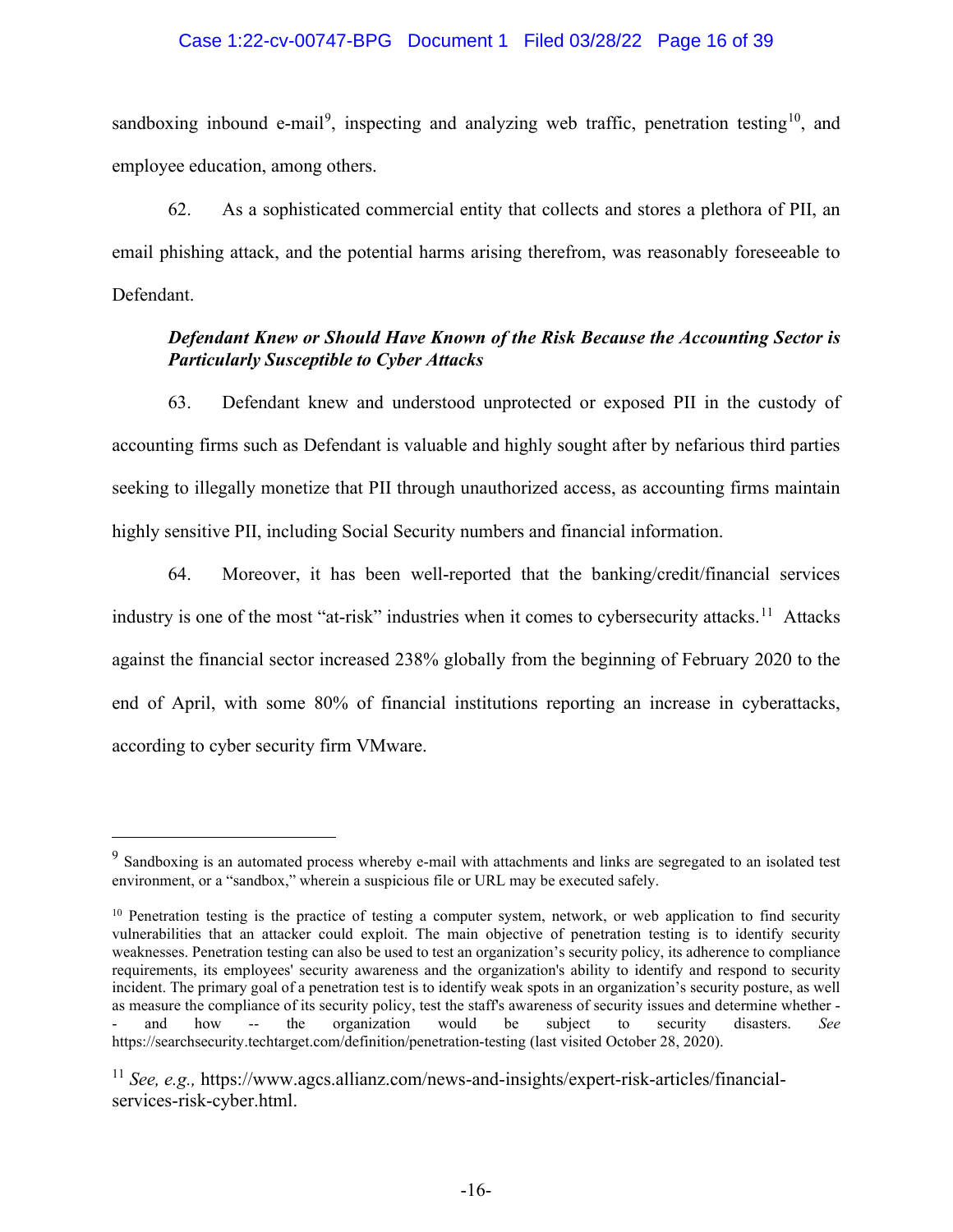sandboxing inbound e-mail[9], inspecting and analyzing web traffic, penetration testing[10], and employee education, among others.

62. As a sophisticated commercial entity that collects and stores a plethora of PII, an email phishing attack, and the potential harms arising therefrom, was reasonably foreseeable to Defendant.

***Defendant Knew or Should Have Known of the Risk Because the Accounting Sector is Particularly Susceptible to Cyber Attacks***

63. Defendant knew and understood unprotected or exposed PII in the custody of accounting firms such as Defendant is valuable and highly sought after by nefarious third parties seeking to illegally monetize that PII through unauthorized access, as accounting firms maintain highly sensitive PII, including Social Security numbers and financial information.

64. Moreover, it has been well-reported that the banking/credit/financial services industry is one of the most "at-risk" industries when it comes to cybersecurity attacks.[11] Attacks against the financial sector increased 238% globally from the beginning of February 2020 to the end of April, with some 80% of financial institutions reporting an increase in cyberattacks, according to cyber security firm VMware.

---

[9] Sandboxing is an automated process whereby e-mail with attachments and links are segregated to an isolated test environment, or a "sandbox," wherein a suspicious file or URL may be executed safely.

[10] Penetration testing is the practice of testing a computer system, network, or web application to find security vulnerabilities that an attacker could exploit. The main objective of penetration testing is to identify security weaknesses. Penetration testing can also be used to test an organization's security policy, its adherence to compliance requirements, its employees' security awareness and the organization's ability to identify and respond to security incident. The primary goal of a penetration test is to identify weak spots in an organization's security posture, as well as measure the compliance of its security policy, test the staff's awareness of security issues and determine whether -- and how -- the organization would be subject to security disasters. *See* https://searchsecurity.techtarget.com/definition/penetration-testing (last visited October 28, 2020).

[11] *See, e.g.,* https://www.agcs.allianz.com/news-and-insights/expert-risk-articles/financial-services-risk-cyber.html.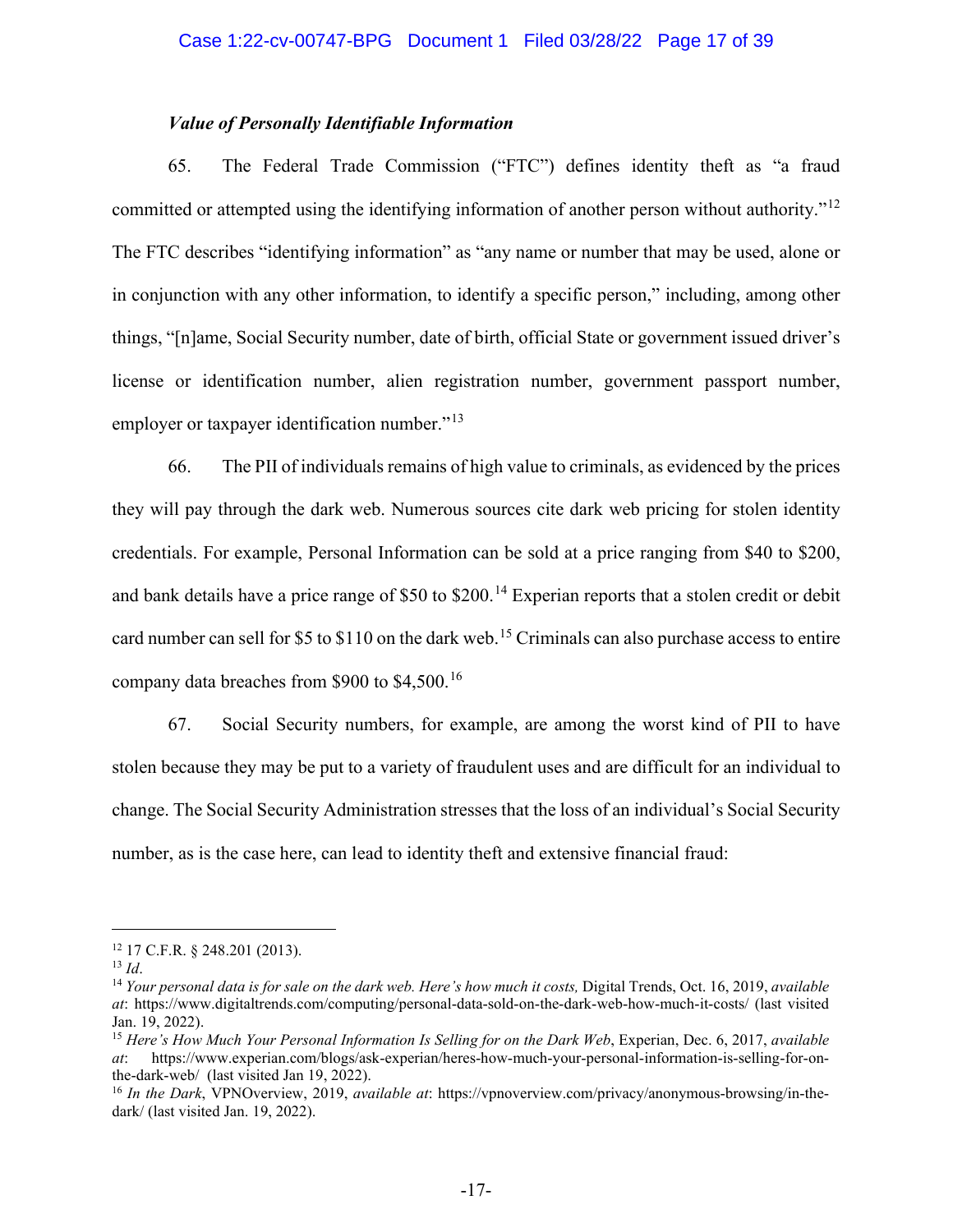***Value of Personally Identifiable Information***

65. The Federal Trade Commission ("FTC") defines identity theft as "a fraud committed or attempted using the identifying information of another person without authority."[12] The FTC describes "identifying information" as "any name or number that may be used, alone or in conjunction with any other information, to identify a specific person," including, among other things, "[n]ame, Social Security number, date of birth, official State or government issued driver's license or identification number, alien registration number, government passport number, employer or taxpayer identification number."[13]

66. The PII of individuals remains of high value to criminals, as evidenced by the prices they will pay through the dark web. Numerous sources cite dark web pricing for stolen identity credentials. For example, Personal Information can be sold at a price ranging from $40 to $200, and bank details have a price range of $50 to $200.[14] Experian reports that a stolen credit or debit card number can sell for $5 to $110 on the dark web.[15] Criminals can also purchase access to entire company data breaches from $900 to $4,500.[16]

67. Social Security numbers, for example, are among the worst kind of PII to have stolen because they may be put to a variety of fraudulent uses and are difficult for an individual to change. The Social Security Administration stresses that the loss of an individual's Social Security number, as is the case here, can lead to identity theft and extensive financial fraud:

---

[12] 17 C.F.R. § 248.201 (2013).

[13] *Id*.

[14] *Your personal data is for sale on the dark web. Here's how much it costs,* Digital Trends, Oct. 16, 2019, *available at*: https://www.digitaltrends.com/computing/personal-data-sold-on-the-dark-web-how-much-it-costs/ (last visited Jan. 19, 2022).

[15] *Here's How Much Your Personal Information Is Selling for on the Dark Web*, Experian, Dec. 6, 2017, *available at*: https://www.experian.com/blogs/ask-experian/heres-how-much-your-personal-information-is-selling-for-on-the-dark-web/ (last visited Jan 19, 2022).

[16] *In the Dark*, VPNOverview, 2019, *available at*: https://vpnoverview.com/privacy/anonymous-browsing/in-the-dark/ (last visited Jan. 19, 2022).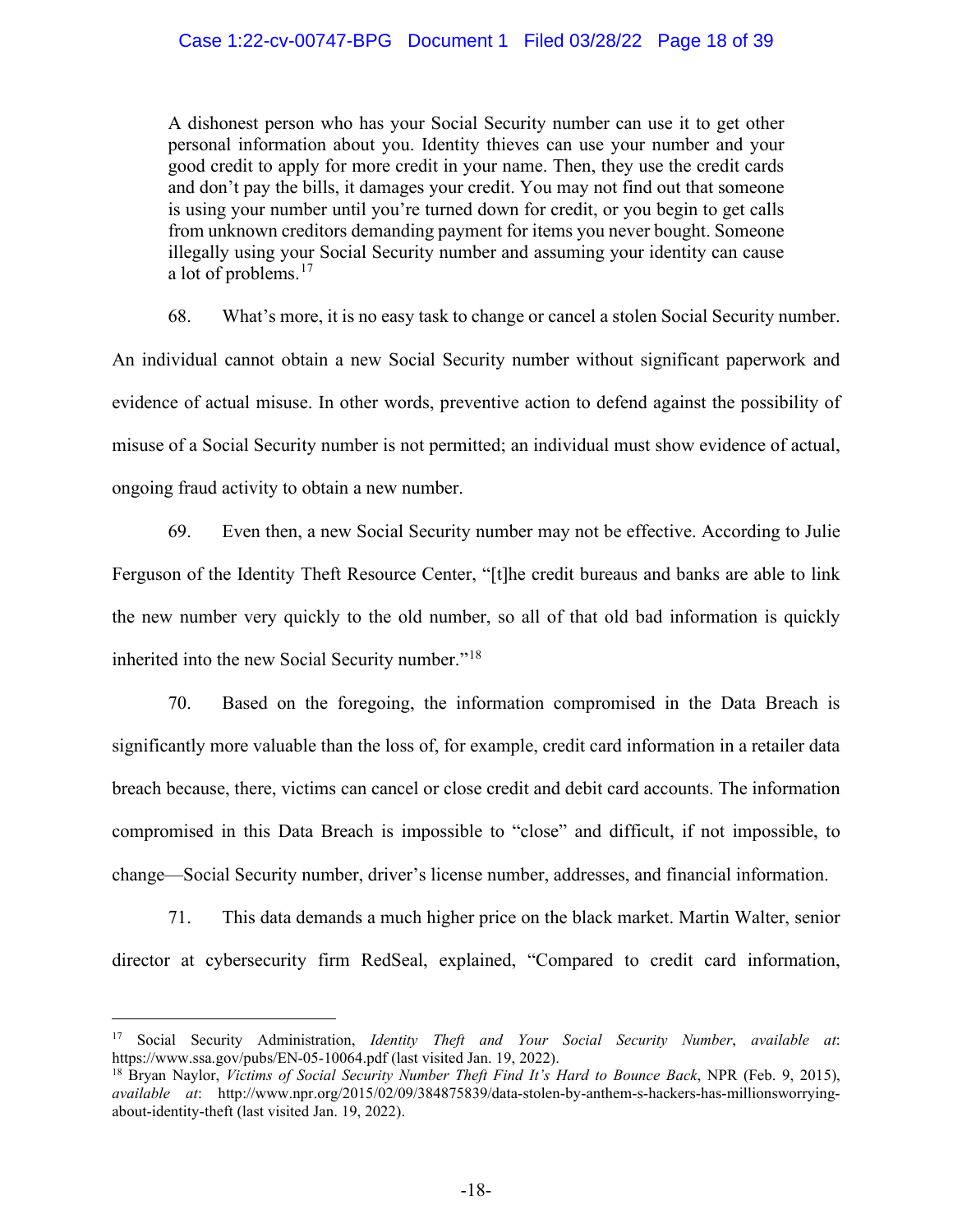> A dishonest person who has your Social Security number can use it to get other personal information about you. Identity thieves can use your number and your good credit to apply for more credit in your name. Then, they use the credit cards and don't pay the bills, it damages your credit. You may not find out that someone is using your number until you're turned down for credit, or you begin to get calls from unknown creditors demanding payment for items you never bought. Someone illegally using your Social Security number and assuming your identity can cause a lot of problems.[17]

68. What's more, it is no easy task to change or cancel a stolen Social Security number. An individual cannot obtain a new Social Security number without significant paperwork and evidence of actual misuse. In other words, preventive action to defend against the possibility of misuse of a Social Security number is not permitted; an individual must show evidence of actual, ongoing fraud activity to obtain a new number.

69. Even then, a new Social Security number may not be effective. According to Julie Ferguson of the Identity Theft Resource Center, "[t]he credit bureaus and banks are able to link the new number very quickly to the old number, so all of that old bad information is quickly inherited into the new Social Security number."[18]

70. Based on the foregoing, the information compromised in the Data Breach is significantly more valuable than the loss of, for example, credit card information in a retailer data breach because, there, victims can cancel or close credit and debit card accounts. The information compromised in this Data Breach is impossible to "close" and difficult, if not impossible, to change—Social Security number, driver's license number, addresses, and financial information.

71. This data demands a much higher price on the black market. Martin Walter, senior director at cybersecurity firm RedSeal, explained, "Compared to credit card information,

---

[17] Social Security Administration, *Identity Theft and Your Social Security Number*, *available at*: https://www.ssa.gov/pubs/EN-05-10064.pdf (last visited Jan. 19, 2022).

[18] Bryan Naylor, *Victims of Social Security Number Theft Find It's Hard to Bounce Back*, NPR (Feb. 9, 2015), *available at*: http://www.npr.org/2015/02/09/384875839/data-stolen-by-anthem-s-hackers-has-millionsworrying-about-identity-theft (last visited Jan. 19, 2022).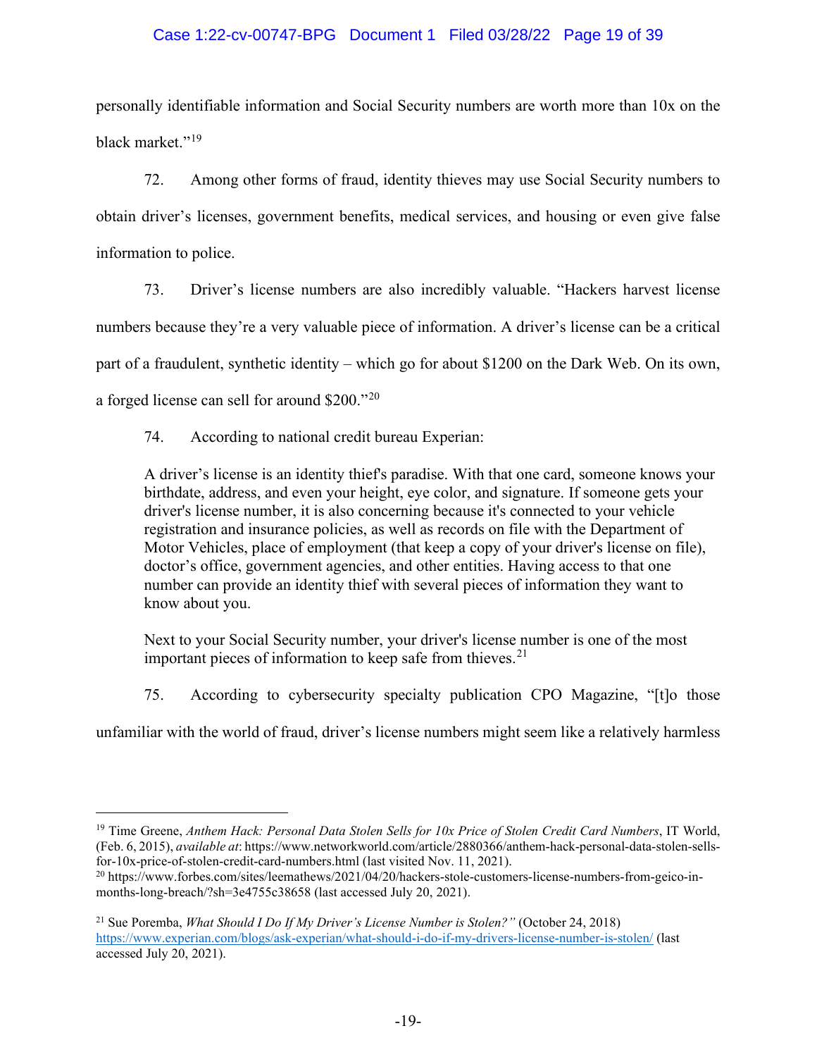personally identifiable information and Social Security numbers are worth more than 10x on the black market."[19]

72. Among other forms of fraud, identity thieves may use Social Security numbers to obtain driver's licenses, government benefits, medical services, and housing or even give false information to police.

73. Driver's license numbers are also incredibly valuable. "Hackers harvest license numbers because they're a very valuable piece of information. A driver's license can be a critical part of a fraudulent, synthetic identity – which go for about $1200 on the Dark Web. On its own, a forged license can sell for around $200."[20]

74. According to national credit bureau Experian:

> A driver's license is an identity thief's paradise. With that one card, someone knows your birthdate, address, and even your height, eye color, and signature. If someone gets your driver's license number, it is also concerning because it's connected to your vehicle registration and insurance policies, as well as records on file with the Department of Motor Vehicles, place of employment (that keep a copy of your driver's license on file), doctor's office, government agencies, and other entities. Having access to that one number can provide an identity thief with several pieces of information they want to know about you.
>
> Next to your Social Security number, your driver's license number is one of the most important pieces of information to keep safe from thieves.[21]

75. According to cybersecurity specialty publication CPO Magazine, "[t]o those unfamiliar with the world of fraud, driver's license numbers might seem like a relatively harmless

---

[19] Time Greene, *Anthem Hack: Personal Data Stolen Sells for 10x Price of Stolen Credit Card Numbers*, IT World, (Feb. 6, 2015), *available at*: https://www.networkworld.com/article/2880366/anthem-hack-personal-data-stolen-sells-for-10x-price-of-stolen-credit-card-numbers.html (last visited Nov. 11, 2021).

[20] https://www.forbes.com/sites/leemathews/2021/04/20/hackers-stole-customers-license-numbers-from-geico-in-months-long-breach/?sh=3e4755c38658 (last accessed July 20, 2021).

[21] Sue Poremba, *What Should I Do If My Driver's License Number is Stolen?"* (October 24, 2018) https://www.experian.com/blogs/ask-experian/what-should-i-do-if-my-drivers-license-number-is-stolen/ (last accessed July 20, 2021).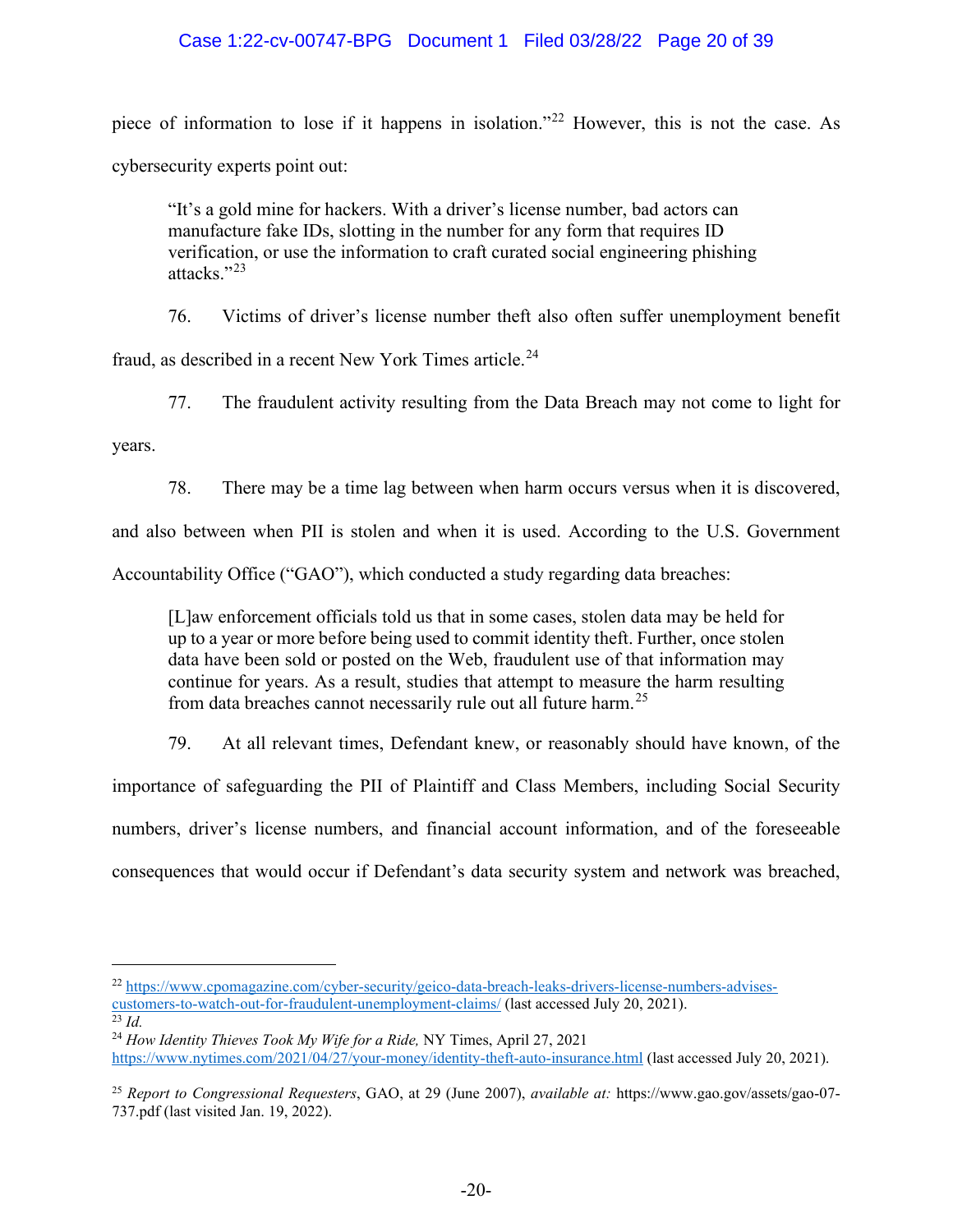piece of information to lose if it happens in isolation."[22] However, this is not the case. As cybersecurity experts point out:

> "It's a gold mine for hackers. With a driver's license number, bad actors can manufacture fake IDs, slotting in the number for any form that requires ID verification, or use the information to craft curated social engineering phishing attacks."[23]

76. Victims of driver's license number theft also often suffer unemployment benefit fraud, as described in a recent New York Times article.[24]

77. The fraudulent activity resulting from the Data Breach may not come to light for years.

78. There may be a time lag between when harm occurs versus when it is discovered, and also between when PII is stolen and when it is used. According to the U.S. Government Accountability Office ("GAO"), which conducted a study regarding data breaches:

> [L]aw enforcement officials told us that in some cases, stolen data may be held for up to a year or more before being used to commit identity theft. Further, once stolen data have been sold or posted on the Web, fraudulent use of that information may continue for years. As a result, studies that attempt to measure the harm resulting from data breaches cannot necessarily rule out all future harm.[25]

79. At all relevant times, Defendant knew, or reasonably should have known, of the importance of safeguarding the PII of Plaintiff and Class Members, including Social Security numbers, driver's license numbers, and financial account information, and of the foreseeable consequences that would occur if Defendant's data security system and network was breached,

---

[22] https://www.cpomagazine.com/cyber-security/geico-data-breach-leaks-drivers-license-numbers-advises-customers-to-watch-out-for-fraudulent-unemployment-claims/ (last accessed July 20, 2021).

[23] *Id.*

[24] *How Identity Thieves Took My Wife for a Ride,* NY Times, April 27, 2021 https://www.nytimes.com/2021/04/27/your-money/identity-theft-auto-insurance.html (last accessed July 20, 2021).

[25] *Report to Congressional Requesters*, GAO, at 29 (June 2007), *available at:* https://www.gao.gov/assets/gao-07-737.pdf (last visited Jan. 19, 2022).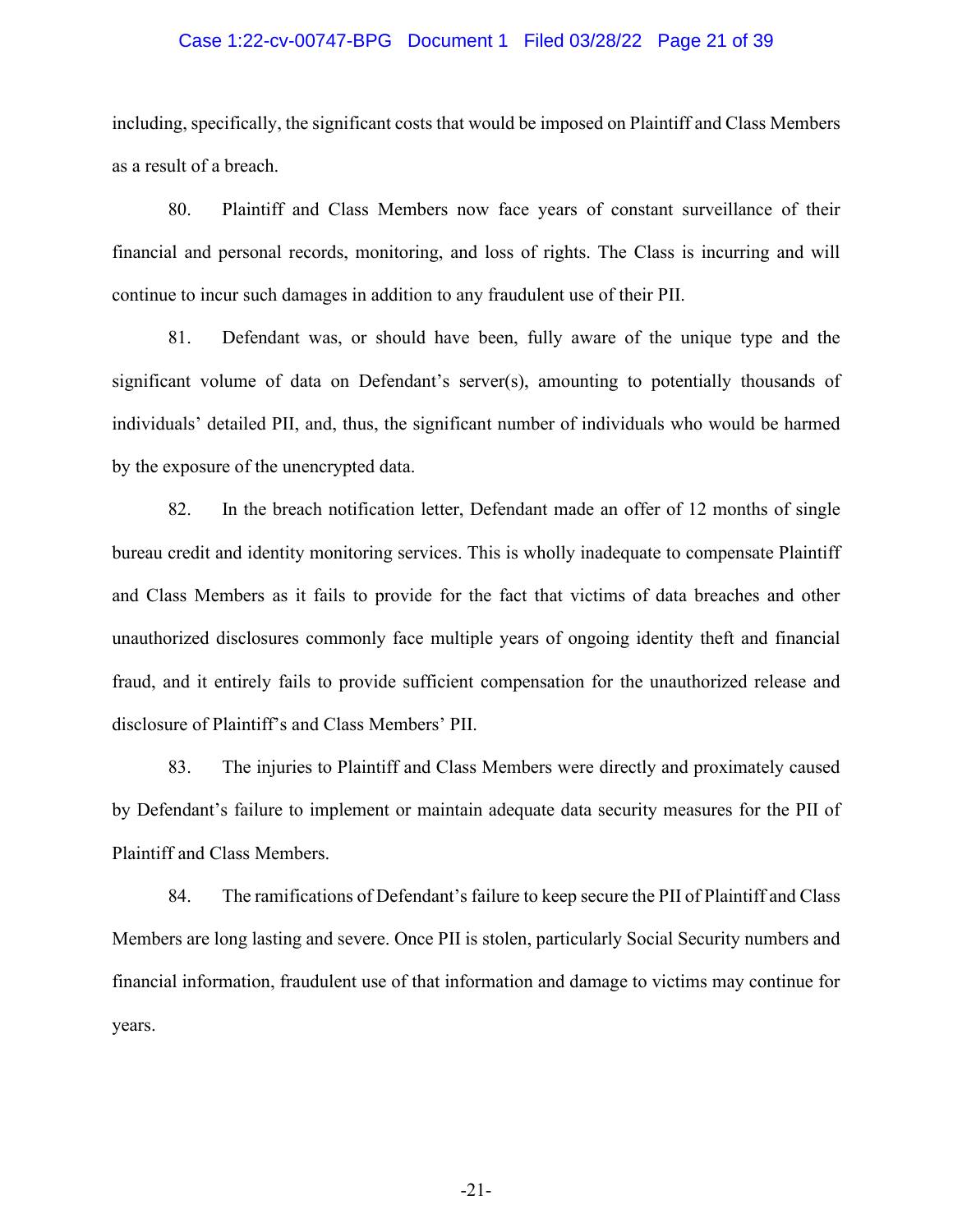including, specifically, the significant costs that would be imposed on Plaintiff and Class Members as a result of a breach.

80. Plaintiff and Class Members now face years of constant surveillance of their financial and personal records, monitoring, and loss of rights. The Class is incurring and will continue to incur such damages in addition to any fraudulent use of their PII.

81. Defendant was, or should have been, fully aware of the unique type and the significant volume of data on Defendant's server(s), amounting to potentially thousands of individuals' detailed PII, and, thus, the significant number of individuals who would be harmed by the exposure of the unencrypted data.

82. In the breach notification letter, Defendant made an offer of 12 months of single bureau credit and identity monitoring services. This is wholly inadequate to compensate Plaintiff and Class Members as it fails to provide for the fact that victims of data breaches and other unauthorized disclosures commonly face multiple years of ongoing identity theft and financial fraud, and it entirely fails to provide sufficient compensation for the unauthorized release and disclosure of Plaintiff's and Class Members' PII.

83. The injuries to Plaintiff and Class Members were directly and proximately caused by Defendant's failure to implement or maintain adequate data security measures for the PII of Plaintiff and Class Members.

84. The ramifications of Defendant's failure to keep secure the PII of Plaintiff and Class Members are long lasting and severe. Once PII is stolen, particularly Social Security numbers and financial information, fraudulent use of that information and damage to victims may continue for years.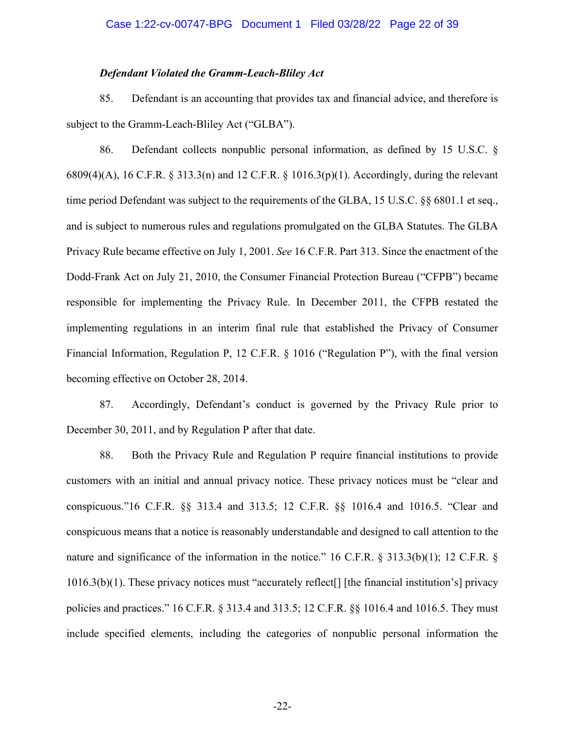***Defendant Violated the Gramm-Leach-Bliley Act***

85. Defendant is an accounting that provides tax and financial advice, and therefore is subject to the Gramm-Leach-Bliley Act ("GLBA").

86. Defendant collects nonpublic personal information, as defined by 15 U.S.C. § 6809(4)(A), 16 C.F.R. § 313.3(n) and 12 C.F.R. § 1016.3(p)(1). Accordingly, during the relevant time period Defendant was subject to the requirements of the GLBA, 15 U.S.C. §§ 6801.1 et seq., and is subject to numerous rules and regulations promulgated on the GLBA Statutes. The GLBA Privacy Rule became effective on July 1, 2001. *See* 16 C.F.R. Part 313. Since the enactment of the Dodd-Frank Act on July 21, 2010, the Consumer Financial Protection Bureau ("CFPB") became responsible for implementing the Privacy Rule. In December 2011, the CFPB restated the implementing regulations in an interim final rule that established the Privacy of Consumer Financial Information, Regulation P, 12 C.F.R. § 1016 ("Regulation P"), with the final version becoming effective on October 28, 2014.

87. Accordingly, Defendant's conduct is governed by the Privacy Rule prior to December 30, 2011, and by Regulation P after that date.

88. Both the Privacy Rule and Regulation P require financial institutions to provide customers with an initial and annual privacy notice. These privacy notices must be "clear and conspicuous."16 C.F.R. §§ 313.4 and 313.5; 12 C.F.R. §§ 1016.4 and 1016.5. "Clear and conspicuous means that a notice is reasonably understandable and designed to call attention to the nature and significance of the information in the notice." 16 C.F.R. § 313.3(b)(1); 12 C.F.R. § 1016.3(b)(1). These privacy notices must "accurately reflect[] [the financial institution's] privacy policies and practices." 16 C.F.R. § 313.4 and 313.5; 12 C.F.R. §§ 1016.4 and 1016.5. They must include specified elements, including the categories of nonpublic personal information the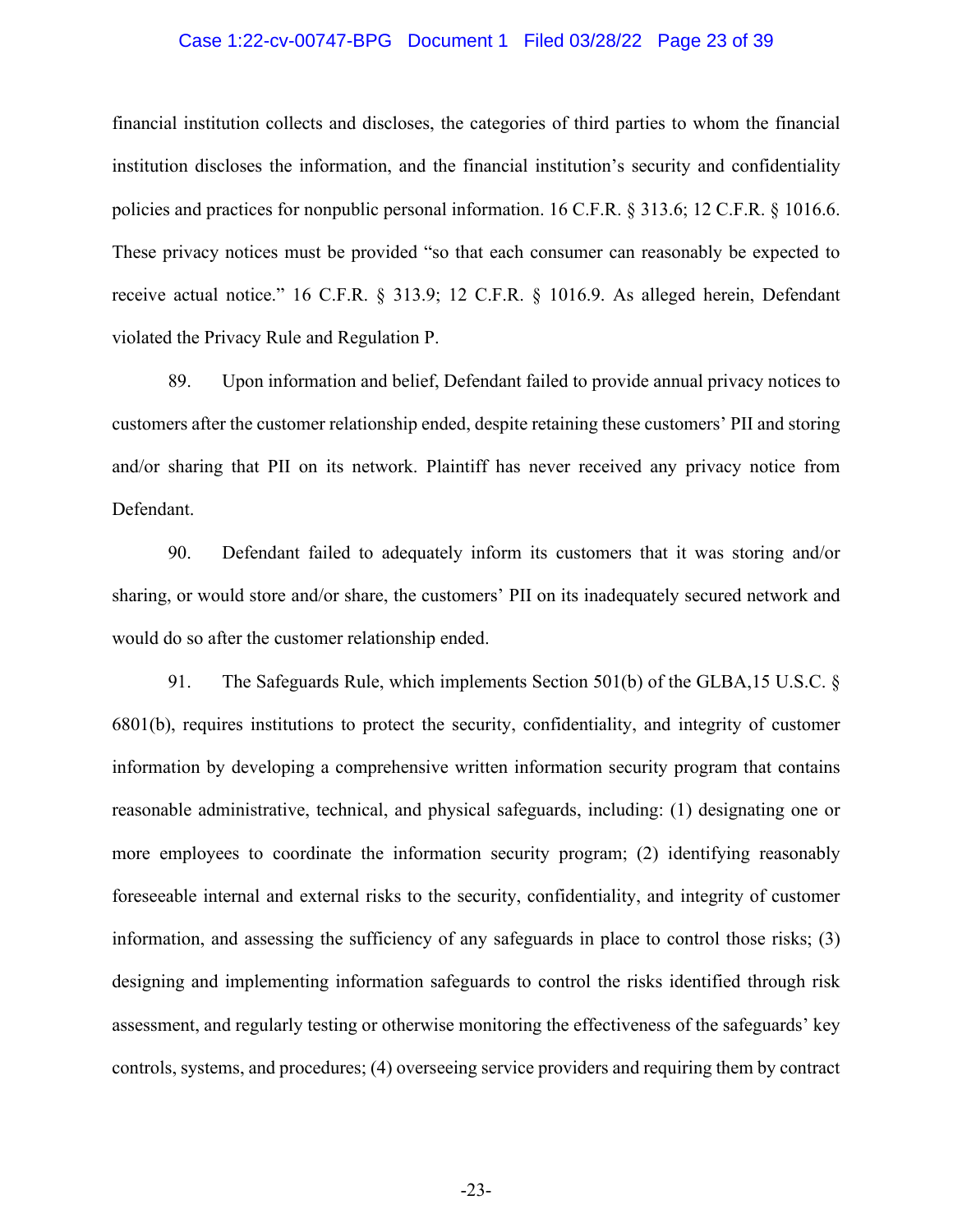financial institution collects and discloses, the categories of third parties to whom the financial institution discloses the information, and the financial institution's security and confidentiality policies and practices for nonpublic personal information. 16 C.F.R. § 313.6; 12 C.F.R. § 1016.6. These privacy notices must be provided "so that each consumer can reasonably be expected to receive actual notice." 16 C.F.R. § 313.9; 12 C.F.R. § 1016.9. As alleged herein, Defendant violated the Privacy Rule and Regulation P.

89. Upon information and belief, Defendant failed to provide annual privacy notices to customers after the customer relationship ended, despite retaining these customers' PII and storing and/or sharing that PII on its network. Plaintiff has never received any privacy notice from Defendant.

90. Defendant failed to adequately inform its customers that it was storing and/or sharing, or would store and/or share, the customers' PII on its inadequately secured network and would do so after the customer relationship ended.

91. The Safeguards Rule, which implements Section 501(b) of the GLBA,15 U.S.C. § 6801(b), requires institutions to protect the security, confidentiality, and integrity of customer information by developing a comprehensive written information security program that contains reasonable administrative, technical, and physical safeguards, including: (1) designating one or more employees to coordinate the information security program; (2) identifying reasonably foreseeable internal and external risks to the security, confidentiality, and integrity of customer information, and assessing the sufficiency of any safeguards in place to control those risks; (3) designing and implementing information safeguards to control the risks identified through risk assessment, and regularly testing or otherwise monitoring the effectiveness of the safeguards' key controls, systems, and procedures; (4) overseeing service providers and requiring them by contract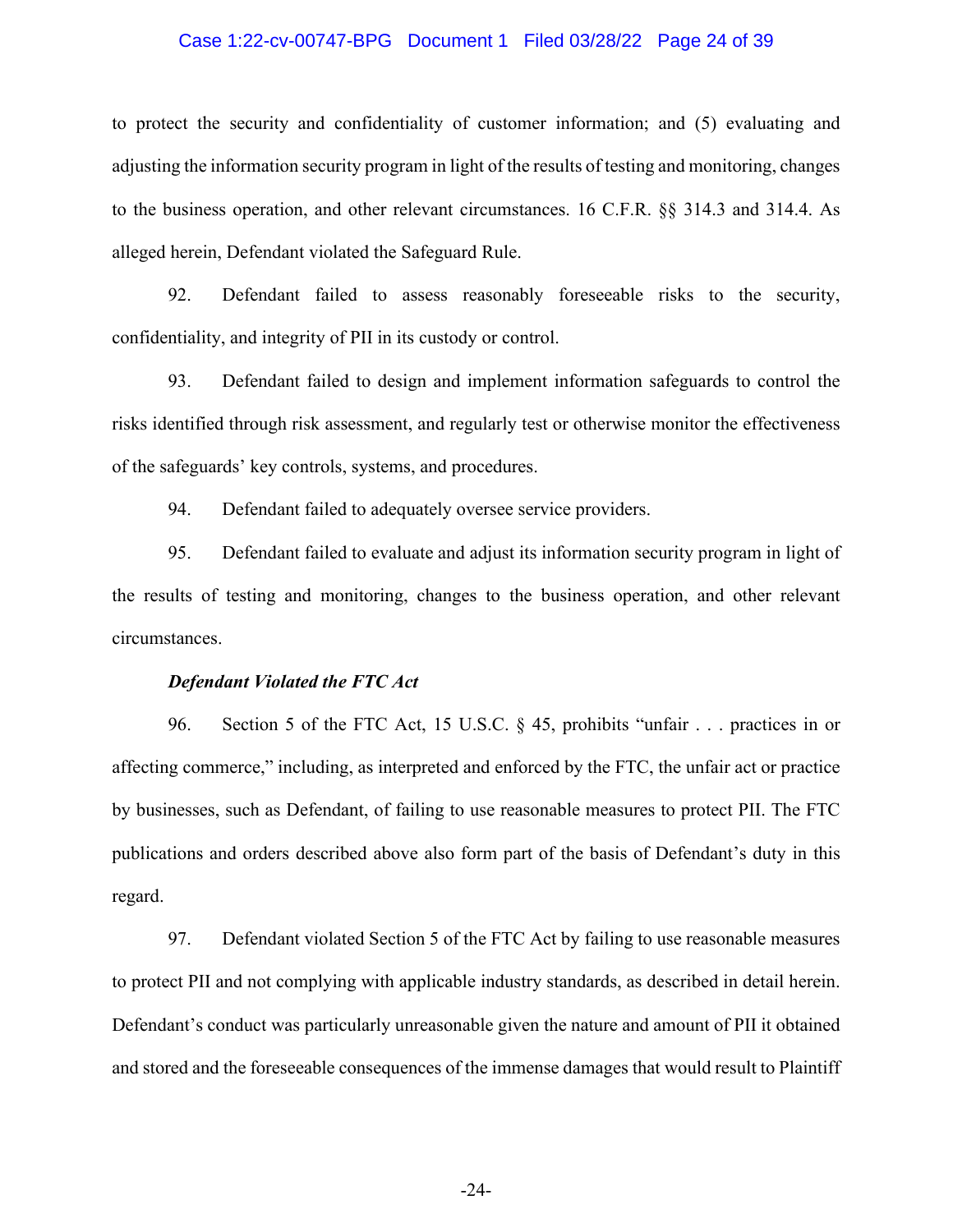to protect the security and confidentiality of customer information; and (5) evaluating and adjusting the information security program in light of the results of testing and monitoring, changes to the business operation, and other relevant circumstances. 16 C.F.R. §§ 314.3 and 314.4. As alleged herein, Defendant violated the Safeguard Rule.

92. Defendant failed to assess reasonably foreseeable risks to the security, confidentiality, and integrity of PII in its custody or control.

93. Defendant failed to design and implement information safeguards to control the risks identified through risk assessment, and regularly test or otherwise monitor the effectiveness of the safeguards' key controls, systems, and procedures.

94. Defendant failed to adequately oversee service providers.

95. Defendant failed to evaluate and adjust its information security program in light of the results of testing and monitoring, changes to the business operation, and other relevant circumstances.

***Defendant Violated the FTC Act***

96. Section 5 of the FTC Act, 15 U.S.C. § 45, prohibits "unfair . . . practices in or affecting commerce," including, as interpreted and enforced by the FTC, the unfair act or practice by businesses, such as Defendant, of failing to use reasonable measures to protect PII. The FTC publications and orders described above also form part of the basis of Defendant's duty in this regard.

97. Defendant violated Section 5 of the FTC Act by failing to use reasonable measures to protect PII and not complying with applicable industry standards, as described in detail herein. Defendant's conduct was particularly unreasonable given the nature and amount of PII it obtained and stored and the foreseeable consequences of the immense damages that would result to Plaintiff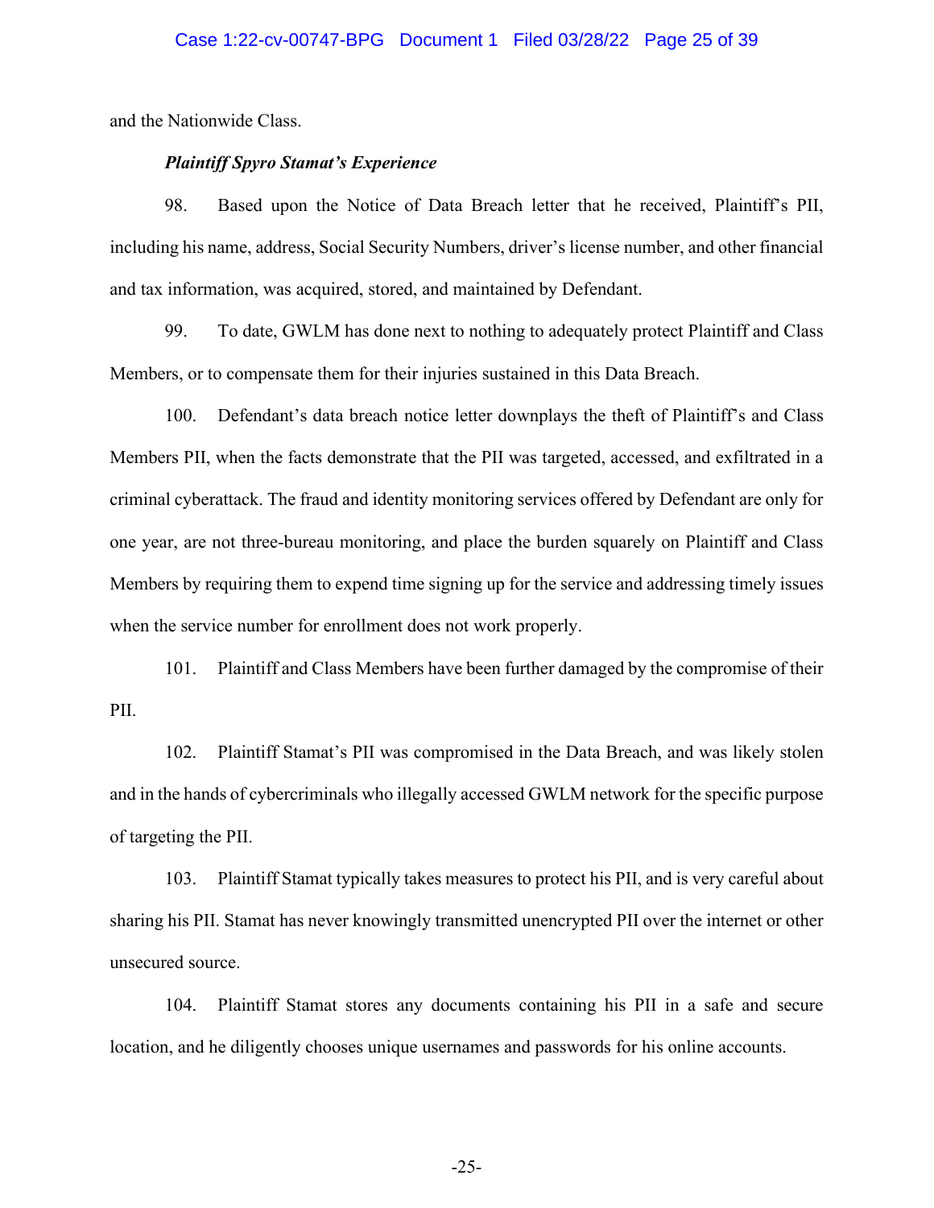and the Nationwide Class.

***Plaintiff Spyro Stamat's Experience***

98. Based upon the Notice of Data Breach letter that he received, Plaintiff's PII, including his name, address, Social Security Numbers, driver's license number, and other financial and tax information, was acquired, stored, and maintained by Defendant.

99. To date, GWLM has done next to nothing to adequately protect Plaintiff and Class Members, or to compensate them for their injuries sustained in this Data Breach.

100. Defendant's data breach notice letter downplays the theft of Plaintiff's and Class Members PII, when the facts demonstrate that the PII was targeted, accessed, and exfiltrated in a criminal cyberattack. The fraud and identity monitoring services offered by Defendant are only for one year, are not three-bureau monitoring, and place the burden squarely on Plaintiff and Class Members by requiring them to expend time signing up for the service and addressing timely issues when the service number for enrollment does not work properly.

101. Plaintiff and Class Members have been further damaged by the compromise of their PII.

102. Plaintiff Stamat's PII was compromised in the Data Breach, and was likely stolen and in the hands of cybercriminals who illegally accessed GWLM network for the specific purpose of targeting the PII.

103. Plaintiff Stamat typically takes measures to protect his PII, and is very careful about sharing his PII. Stamat has never knowingly transmitted unencrypted PII over the internet or other unsecured source.

104. Plaintiff Stamat stores any documents containing his PII in a safe and secure location, and he diligently chooses unique usernames and passwords for his online accounts.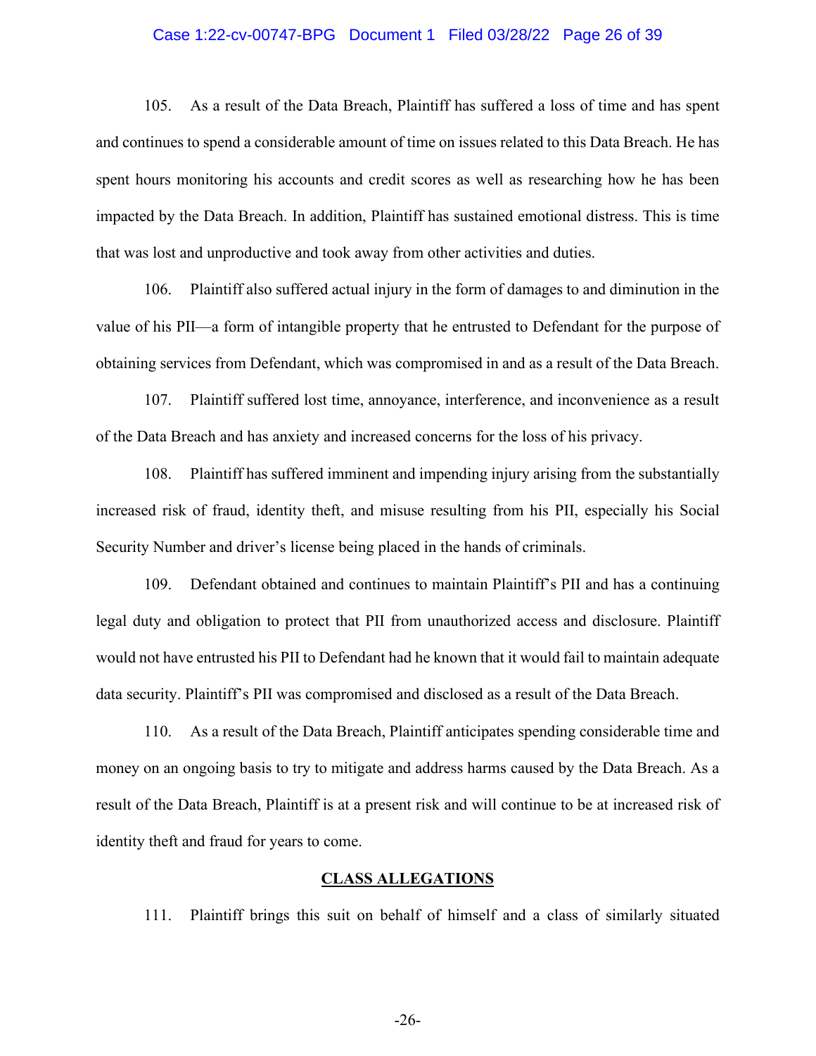105. As a result of the Data Breach, Plaintiff has suffered a loss of time and has spent and continues to spend a considerable amount of time on issues related to this Data Breach. He has spent hours monitoring his accounts and credit scores as well as researching how he has been impacted by the Data Breach. In addition, Plaintiff has sustained emotional distress. This is time that was lost and unproductive and took away from other activities and duties.

106. Plaintiff also suffered actual injury in the form of damages to and diminution in the value of his PII—a form of intangible property that he entrusted to Defendant for the purpose of obtaining services from Defendant, which was compromised in and as a result of the Data Breach.

107. Plaintiff suffered lost time, annoyance, interference, and inconvenience as a result of the Data Breach and has anxiety and increased concerns for the loss of his privacy.

108. Plaintiff has suffered imminent and impending injury arising from the substantially increased risk of fraud, identity theft, and misuse resulting from his PII, especially his Social Security Number and driver's license being placed in the hands of criminals.

109. Defendant obtained and continues to maintain Plaintiff's PII and has a continuing legal duty and obligation to protect that PII from unauthorized access and disclosure. Plaintiff would not have entrusted his PII to Defendant had he known that it would fail to maintain adequate data security. Plaintiff's PII was compromised and disclosed as a result of the Data Breach.

110. As a result of the Data Breach, Plaintiff anticipates spending considerable time and money on an ongoing basis to try to mitigate and address harms caused by the Data Breach. As a result of the Data Breach, Plaintiff is at a present risk and will continue to be at increased risk of identity theft and fraud for years to come.

## CLASS ALLEGATIONS

111. Plaintiff brings this suit on behalf of himself and a class of similarly situated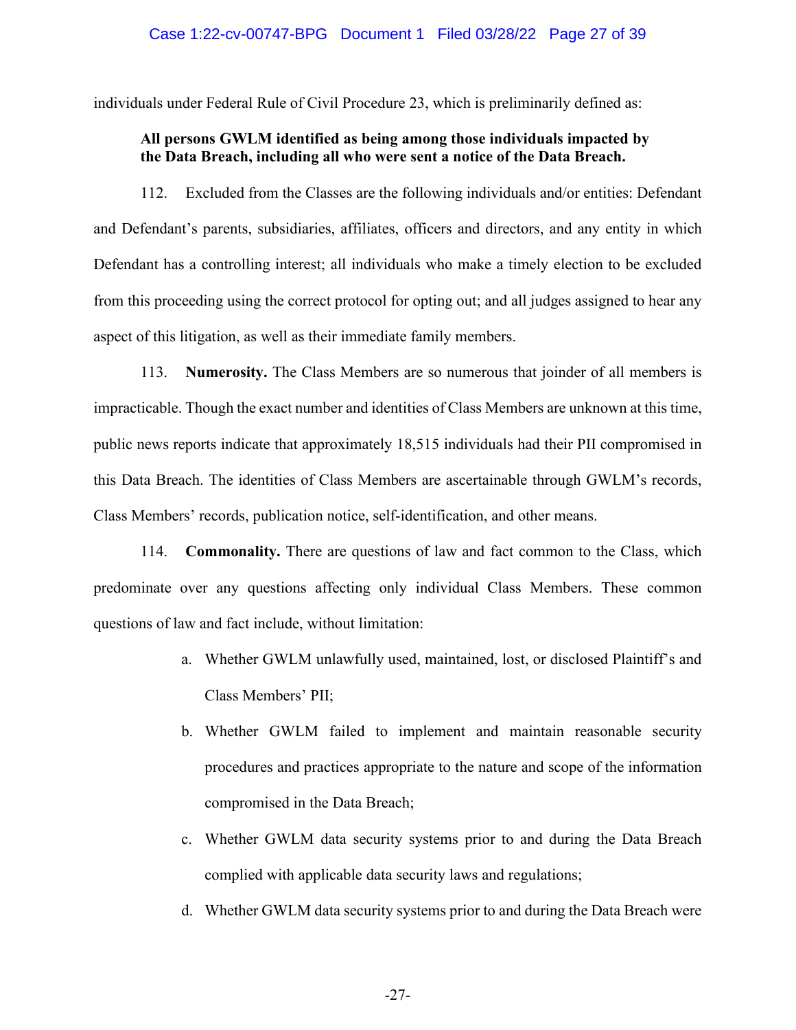individuals under Federal Rule of Civil Procedure 23, which is preliminarily defined as:

> **All persons GWLM identified as being among those individuals impacted by the Data Breach, including all who were sent a notice of the Data Breach.**

112. Excluded from the Classes are the following individuals and/or entities: Defendant and Defendant's parents, subsidiaries, affiliates, officers and directors, and any entity in which Defendant has a controlling interest; all individuals who make a timely election to be excluded from this proceeding using the correct protocol for opting out; and all judges assigned to hear any aspect of this litigation, as well as their immediate family members.

113. **Numerosity.** The Class Members are so numerous that joinder of all members is impracticable. Though the exact number and identities of Class Members are unknown at this time, public news reports indicate that approximately 18,515 individuals had their PII compromised in this Data Breach. The identities of Class Members are ascertainable through GWLM's records, Class Members' records, publication notice, self-identification, and other means.

114. **Commonality.** There are questions of law and fact common to the Class, which predominate over any questions affecting only individual Class Members. These common questions of law and fact include, without limitation:

a. Whether GWLM unlawfully used, maintained, lost, or disclosed Plaintiff's and Class Members' PII;

b. Whether GWLM failed to implement and maintain reasonable security procedures and practices appropriate to the nature and scope of the information compromised in the Data Breach;

c. Whether GWLM data security systems prior to and during the Data Breach complied with applicable data security laws and regulations;

d. Whether GWLM data security systems prior to and during the Data Breach were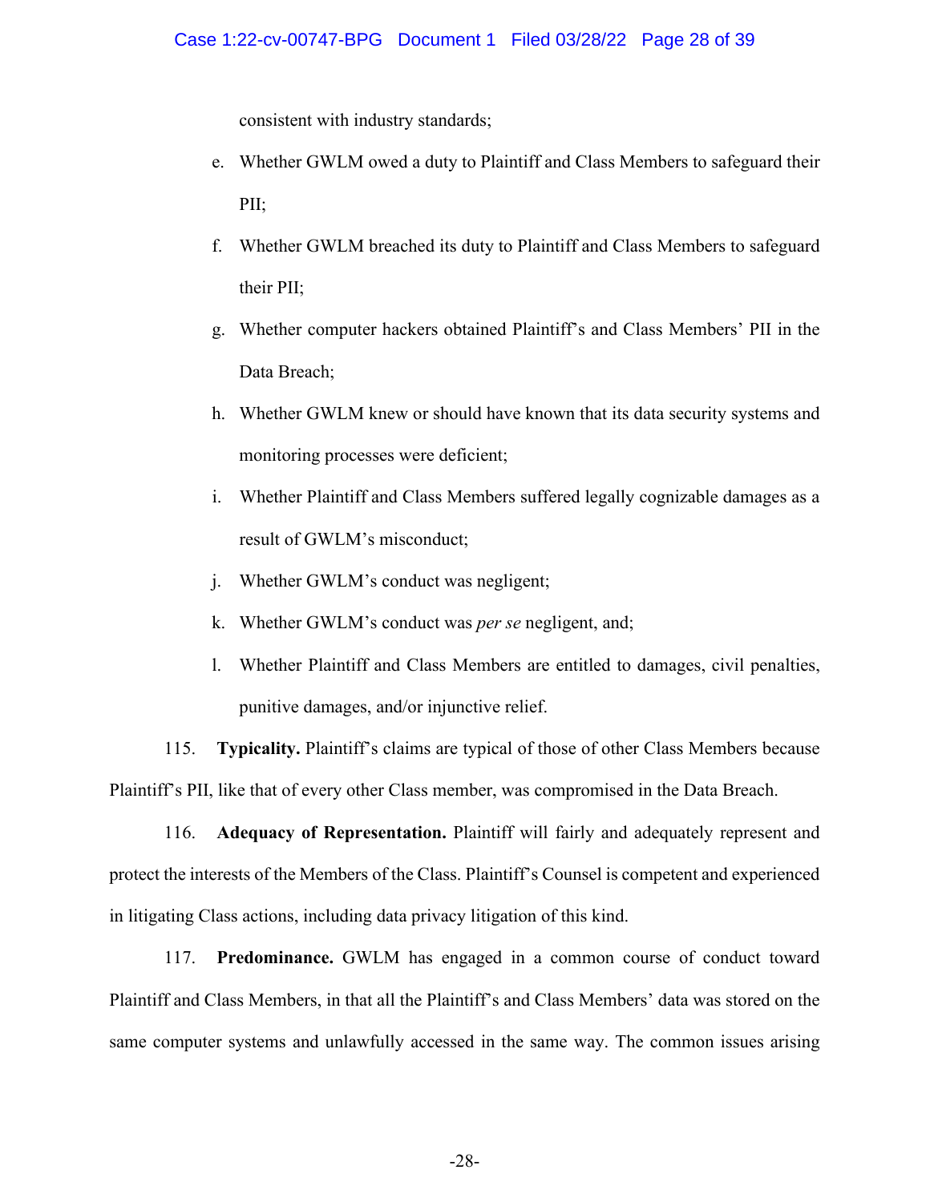consistent with industry standards;

e. Whether GWLM owed a duty to Plaintiff and Class Members to safeguard their PII;

f. Whether GWLM breached its duty to Plaintiff and Class Members to safeguard their PII;

g. Whether computer hackers obtained Plaintiff's and Class Members' PII in the Data Breach;

h. Whether GWLM knew or should have known that its data security systems and monitoring processes were deficient;

i. Whether Plaintiff and Class Members suffered legally cognizable damages as a result of GWLM's misconduct;

j. Whether GWLM's conduct was negligent;

k. Whether GWLM's conduct was *per se* negligent, and;

l. Whether Plaintiff and Class Members are entitled to damages, civil penalties, punitive damages, and/or injunctive relief.

115. **Typicality.** Plaintiff's claims are typical of those of other Class Members because Plaintiff's PII, like that of every other Class member, was compromised in the Data Breach.

116. **Adequacy of Representation.** Plaintiff will fairly and adequately represent and protect the interests of the Members of the Class. Plaintiff's Counsel is competent and experienced in litigating Class actions, including data privacy litigation of this kind.

117. **Predominance.** GWLM has engaged in a common course of conduct toward Plaintiff and Class Members, in that all the Plaintiff's and Class Members' data was stored on the same computer systems and unlawfully accessed in the same way. The common issues arising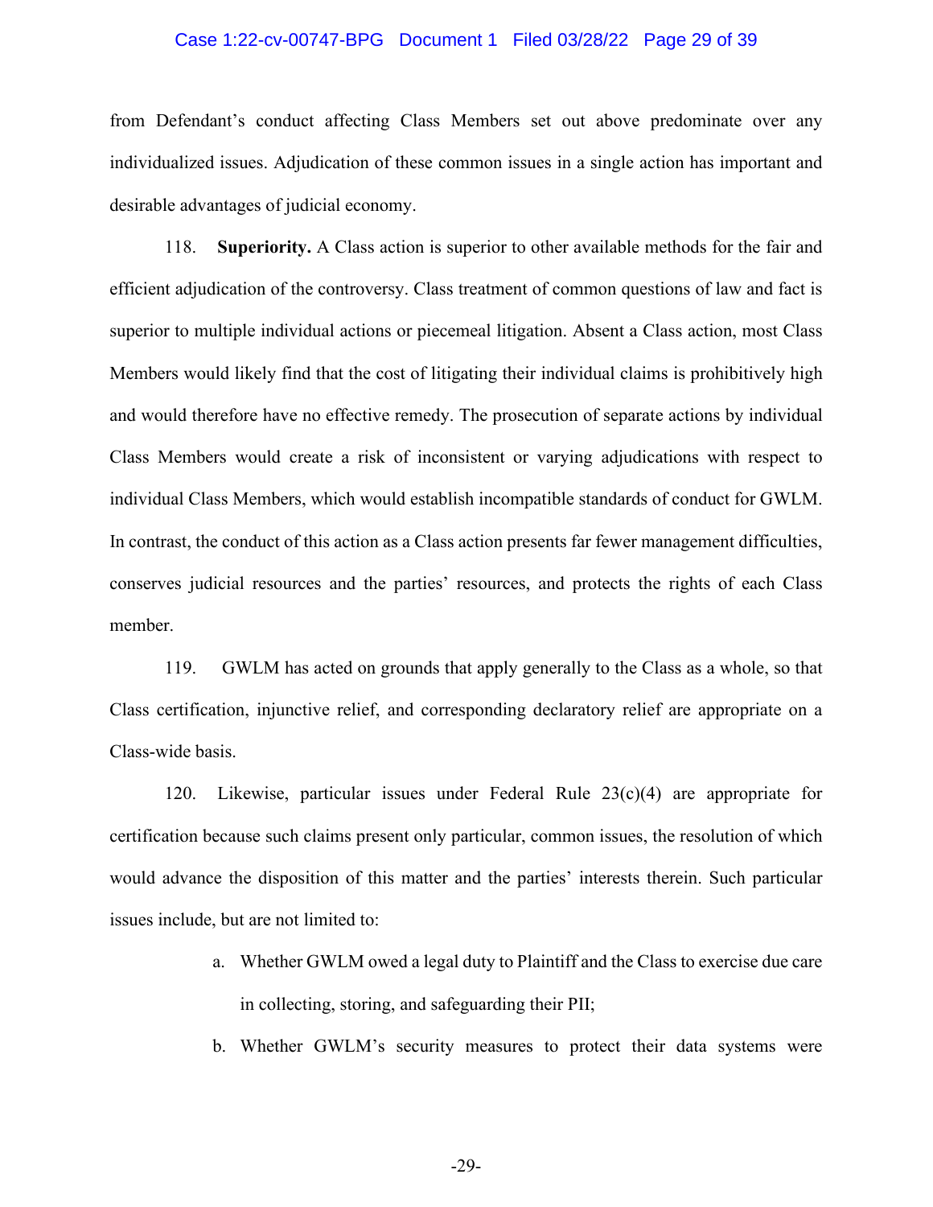from Defendant's conduct affecting Class Members set out above predominate over any individualized issues. Adjudication of these common issues in a single action has important and desirable advantages of judicial economy.

118. **Superiority.** A Class action is superior to other available methods for the fair and efficient adjudication of the controversy. Class treatment of common questions of law and fact is superior to multiple individual actions or piecemeal litigation. Absent a Class action, most Class Members would likely find that the cost of litigating their individual claims is prohibitively high and would therefore have no effective remedy. The prosecution of separate actions by individual Class Members would create a risk of inconsistent or varying adjudications with respect to individual Class Members, which would establish incompatible standards of conduct for GWLM. In contrast, the conduct of this action as a Class action presents far fewer management difficulties, conserves judicial resources and the parties' resources, and protects the rights of each Class member.

119. GWLM has acted on grounds that apply generally to the Class as a whole, so that Class certification, injunctive relief, and corresponding declaratory relief are appropriate on a Class-wide basis.

120. Likewise, particular issues under Federal Rule 23(c)(4) are appropriate for certification because such claims present only particular, common issues, the resolution of which would advance the disposition of this matter and the parties' interests therein. Such particular issues include, but are not limited to:

a. Whether GWLM owed a legal duty to Plaintiff and the Class to exercise due care in collecting, storing, and safeguarding their PII;

b. Whether GWLM's security measures to protect their data systems were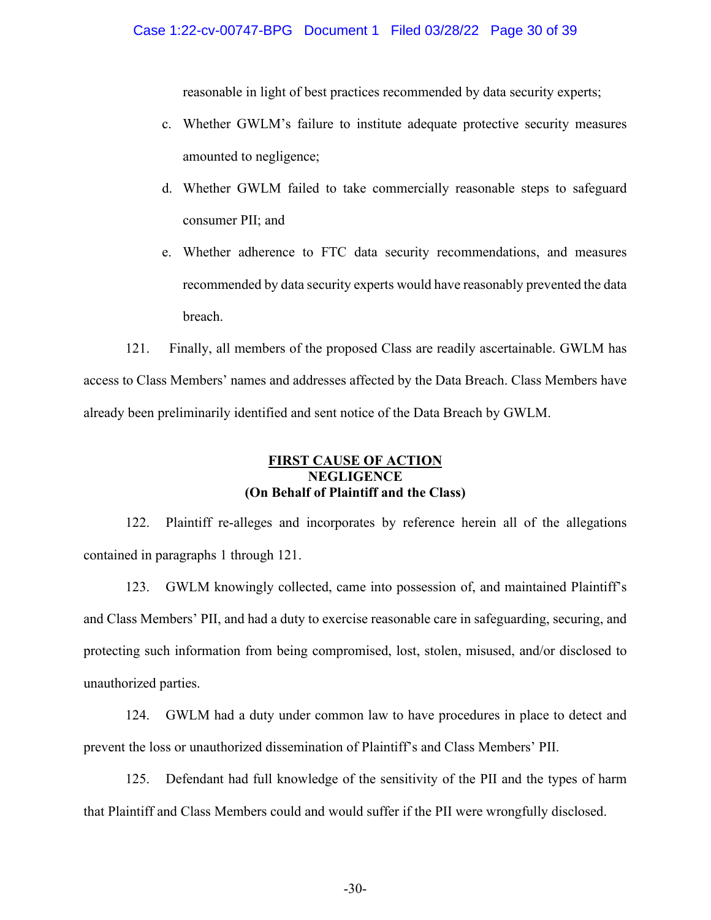reasonable in light of best practices recommended by data security experts;

c. Whether GWLM's failure to institute adequate protective security measures amounted to negligence;

d. Whether GWLM failed to take commercially reasonable steps to safeguard consumer PII; and

e. Whether adherence to FTC data security recommendations, and measures recommended by data security experts would have reasonably prevented the data breach.

121. Finally, all members of the proposed Class are readily ascertainable. GWLM has access to Class Members' names and addresses affected by the Data Breach. Class Members have already been preliminarily identified and sent notice of the Data Breach by GWLM.

**FIRST CAUSE OF ACTION**
**NEGLIGENCE**
**(On Behalf of Plaintiff and the Class)**

122. Plaintiff re-alleges and incorporates by reference herein all of the allegations contained in paragraphs 1 through 121.

123. GWLM knowingly collected, came into possession of, and maintained Plaintiff's and Class Members' PII, and had a duty to exercise reasonable care in safeguarding, securing, and protecting such information from being compromised, lost, stolen, misused, and/or disclosed to unauthorized parties.

124. GWLM had a duty under common law to have procedures in place to detect and prevent the loss or unauthorized dissemination of Plaintiff's and Class Members' PII.

125. Defendant had full knowledge of the sensitivity of the PII and the types of harm that Plaintiff and Class Members could and would suffer if the PII were wrongfully disclosed.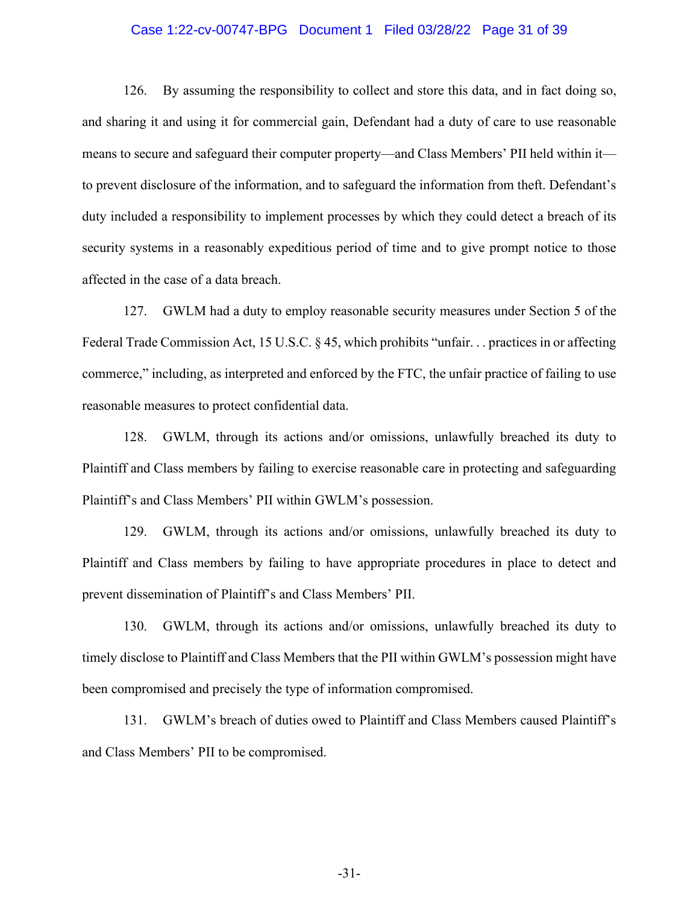126. By assuming the responsibility to collect and store this data, and in fact doing so, and sharing it and using it for commercial gain, Defendant had a duty of care to use reasonable means to secure and safeguard their computer property—and Class Members' PII held within it—to prevent disclosure of the information, and to safeguard the information from theft. Defendant's duty included a responsibility to implement processes by which they could detect a breach of its security systems in a reasonably expeditious period of time and to give prompt notice to those affected in the case of a data breach.

127. GWLM had a duty to employ reasonable security measures under Section 5 of the Federal Trade Commission Act, 15 U.S.C. § 45, which prohibits "unfair. . . practices in or affecting commerce," including, as interpreted and enforced by the FTC, the unfair practice of failing to use reasonable measures to protect confidential data.

128. GWLM, through its actions and/or omissions, unlawfully breached its duty to Plaintiff and Class members by failing to exercise reasonable care in protecting and safeguarding Plaintiff's and Class Members' PII within GWLM's possession.

129. GWLM, through its actions and/or omissions, unlawfully breached its duty to Plaintiff and Class members by failing to have appropriate procedures in place to detect and prevent dissemination of Plaintiff's and Class Members' PII.

130. GWLM, through its actions and/or omissions, unlawfully breached its duty to timely disclose to Plaintiff and Class Members that the PII within GWLM's possession might have been compromised and precisely the type of information compromised.

131. GWLM's breach of duties owed to Plaintiff and Class Members caused Plaintiff's and Class Members' PII to be compromised.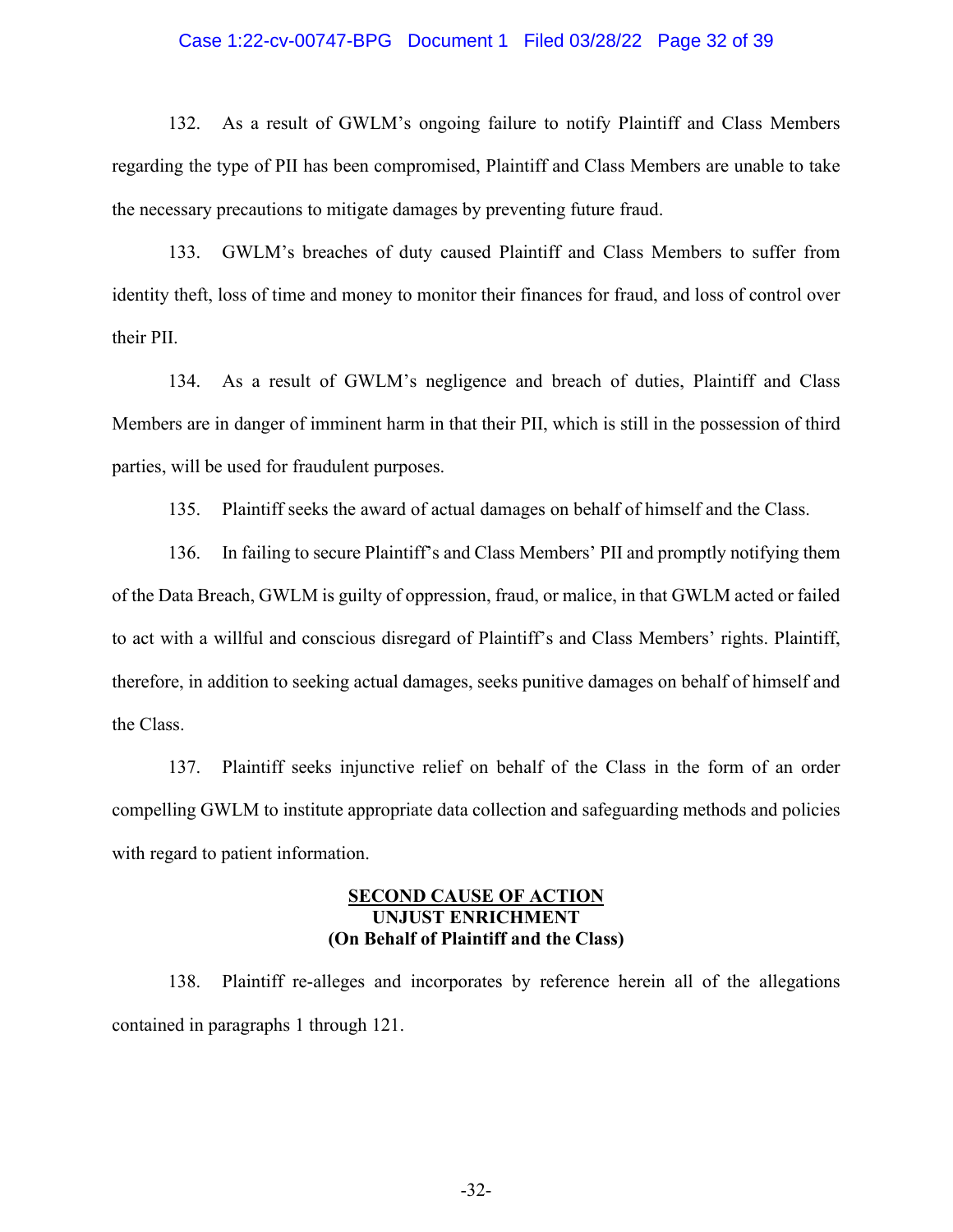132. As a result of GWLM's ongoing failure to notify Plaintiff and Class Members regarding the type of PII has been compromised, Plaintiff and Class Members are unable to take the necessary precautions to mitigate damages by preventing future fraud.

133. GWLM's breaches of duty caused Plaintiff and Class Members to suffer from identity theft, loss of time and money to monitor their finances for fraud, and loss of control over their PII.

134. As a result of GWLM's negligence and breach of duties, Plaintiff and Class Members are in danger of imminent harm in that their PII, which is still in the possession of third parties, will be used for fraudulent purposes.

135. Plaintiff seeks the award of actual damages on behalf of himself and the Class.

136. In failing to secure Plaintiff's and Class Members' PII and promptly notifying them of the Data Breach, GWLM is guilty of oppression, fraud, or malice, in that GWLM acted or failed to act with a willful and conscious disregard of Plaintiff's and Class Members' rights. Plaintiff, therefore, in addition to seeking actual damages, seeks punitive damages on behalf of himself and the Class.

137. Plaintiff seeks injunctive relief on behalf of the Class in the form of an order compelling GWLM to institute appropriate data collection and safeguarding methods and policies with regard to patient information.

**SECOND CAUSE OF ACTION**
**UNJUST ENRICHMENT**
**(On Behalf of Plaintiff and the Class)**

138. Plaintiff re-alleges and incorporates by reference herein all of the allegations contained in paragraphs 1 through 121.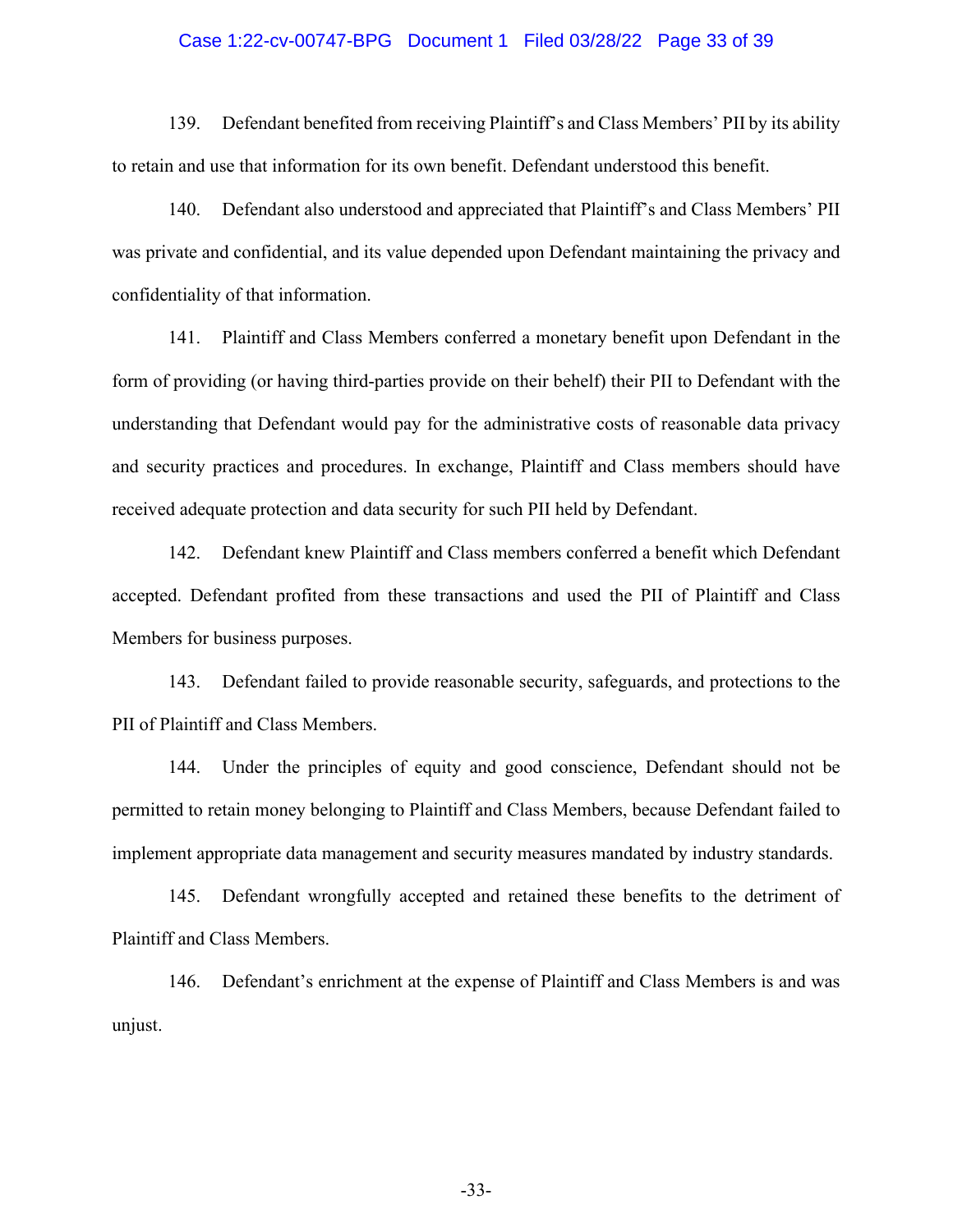139. Defendant benefited from receiving Plaintiff's and Class Members' PII by its ability to retain and use that information for its own benefit. Defendant understood this benefit.

140. Defendant also understood and appreciated that Plaintiff's and Class Members' PII was private and confidential, and its value depended upon Defendant maintaining the privacy and confidentiality of that information.

141. Plaintiff and Class Members conferred a monetary benefit upon Defendant in the form of providing (or having third-parties provide on their behelf) their PII to Defendant with the understanding that Defendant would pay for the administrative costs of reasonable data privacy and security practices and procedures. In exchange, Plaintiff and Class members should have received adequate protection and data security for such PII held by Defendant.

142. Defendant knew Plaintiff and Class members conferred a benefit which Defendant accepted. Defendant profited from these transactions and used the PII of Plaintiff and Class Members for business purposes.

143. Defendant failed to provide reasonable security, safeguards, and protections to the PII of Plaintiff and Class Members.

144. Under the principles of equity and good conscience, Defendant should not be permitted to retain money belonging to Plaintiff and Class Members, because Defendant failed to implement appropriate data management and security measures mandated by industry standards.

145. Defendant wrongfully accepted and retained these benefits to the detriment of Plaintiff and Class Members.

146. Defendant's enrichment at the expense of Plaintiff and Class Members is and was unjust.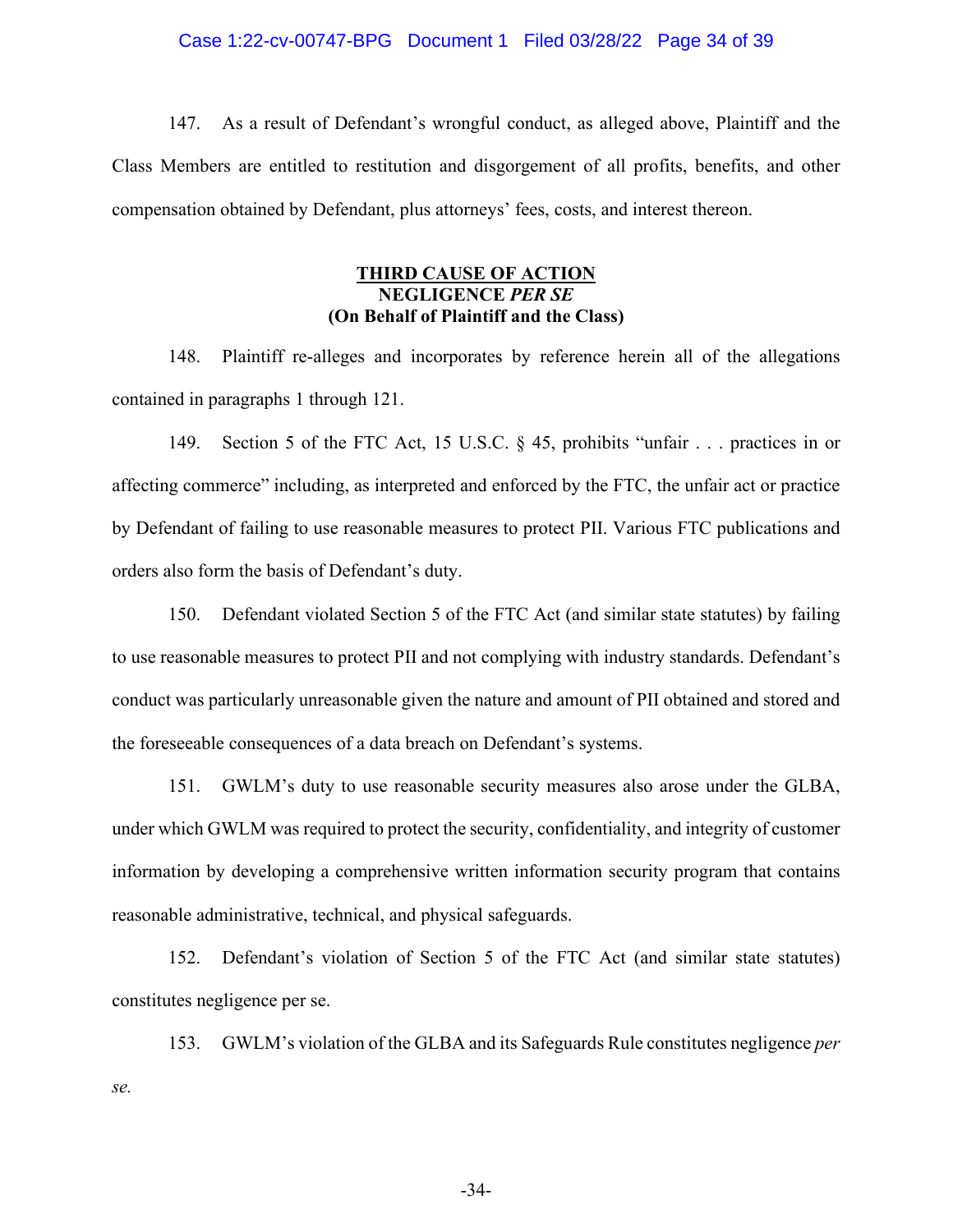147. As a result of Defendant's wrongful conduct, as alleged above, Plaintiff and the Class Members are entitled to restitution and disgorgement of all profits, benefits, and other compensation obtained by Defendant, plus attorneys' fees, costs, and interest thereon.

**THIRD CAUSE OF ACTION**
**NEGLIGENCE *PER SE***
**(On Behalf of Plaintiff and the Class)**

148. Plaintiff re-alleges and incorporates by reference herein all of the allegations contained in paragraphs 1 through 121.

149. Section 5 of the FTC Act, 15 U.S.C. § 45, prohibits "unfair . . . practices in or affecting commerce" including, as interpreted and enforced by the FTC, the unfair act or practice by Defendant of failing to use reasonable measures to protect PII. Various FTC publications and orders also form the basis of Defendant's duty.

150. Defendant violated Section 5 of the FTC Act (and similar state statutes) by failing to use reasonable measures to protect PII and not complying with industry standards. Defendant's conduct was particularly unreasonable given the nature and amount of PII obtained and stored and the foreseeable consequences of a data breach on Defendant's systems.

151. GWLM's duty to use reasonable security measures also arose under the GLBA, under which GWLM was required to protect the security, confidentiality, and integrity of customer information by developing a comprehensive written information security program that contains reasonable administrative, technical, and physical safeguards.

152. Defendant's violation of Section 5 of the FTC Act (and similar state statutes) constitutes negligence per se.

153. GWLM's violation of the GLBA and its Safeguards Rule constitutes negligence *per se.*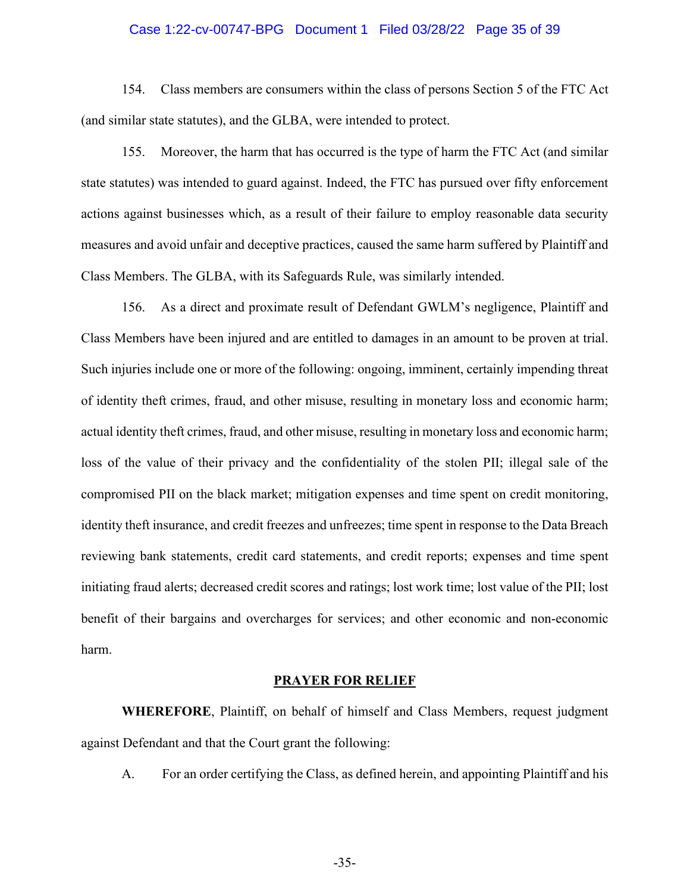154. Class members are consumers within the class of persons Section 5 of the FTC Act (and similar state statutes), and the GLBA, were intended to protect.

155. Moreover, the harm that has occurred is the type of harm the FTC Act (and similar state statutes) was intended to guard against. Indeed, the FTC has pursued over fifty enforcement actions against businesses which, as a result of their failure to employ reasonable data security measures and avoid unfair and deceptive practices, caused the same harm suffered by Plaintiff and Class Members. The GLBA, with its Safeguards Rule, was similarly intended.

156. As a direct and proximate result of Defendant GWLM's negligence, Plaintiff and Class Members have been injured and are entitled to damages in an amount to be proven at trial. Such injuries include one or more of the following: ongoing, imminent, certainly impending threat of identity theft crimes, fraud, and other misuse, resulting in monetary loss and economic harm; actual identity theft crimes, fraud, and other misuse, resulting in monetary loss and economic harm; loss of the value of their privacy and the confidentiality of the stolen PII; illegal sale of the compromised PII on the black market; mitigation expenses and time spent on credit monitoring, identity theft insurance, and credit freezes and unfreezes; time spent in response to the Data Breach reviewing bank statements, credit card statements, and credit reports; expenses and time spent initiating fraud alerts; decreased credit scores and ratings; lost work time; lost value of the PII; lost benefit of their bargains and overcharges for services; and other economic and non-economic harm.

## PRAYER FOR RELIEF

**WHEREFORE**, Plaintiff, on behalf of himself and Class Members, request judgment against Defendant and that the Court grant the following:

A. For an order certifying the Class, as defined herein, and appointing Plaintiff and his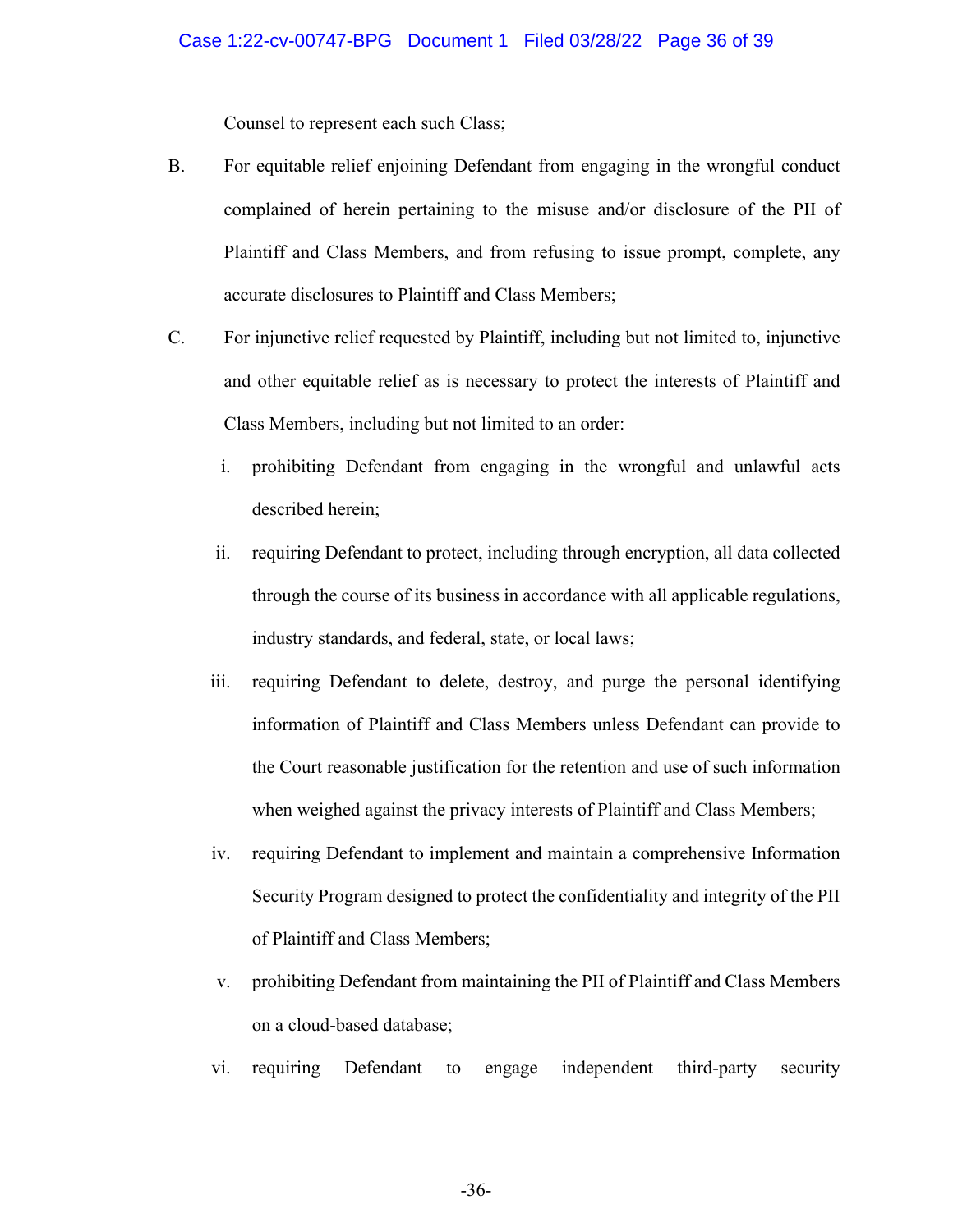Counsel to represent each such Class;

B. For equitable relief enjoining Defendant from engaging in the wrongful conduct complained of herein pertaining to the misuse and/or disclosure of the PII of Plaintiff and Class Members, and from refusing to issue prompt, complete, any accurate disclosures to Plaintiff and Class Members;

C. For injunctive relief requested by Plaintiff, including but not limited to, injunctive and other equitable relief as is necessary to protect the interests of Plaintiff and Class Members, including but not limited to an order:

   i. prohibiting Defendant from engaging in the wrongful and unlawful acts described herein;

   ii. requiring Defendant to protect, including through encryption, all data collected through the course of its business in accordance with all applicable regulations, industry standards, and federal, state, or local laws;

   iii. requiring Defendant to delete, destroy, and purge the personal identifying information of Plaintiff and Class Members unless Defendant can provide to the Court reasonable justification for the retention and use of such information when weighed against the privacy interests of Plaintiff and Class Members;

   iv. requiring Defendant to implement and maintain a comprehensive Information Security Program designed to protect the confidentiality and integrity of the PII of Plaintiff and Class Members;

   v. prohibiting Defendant from maintaining the PII of Plaintiff and Class Members on a cloud-based database;

   vi. requiring Defendant to engage independent third-party security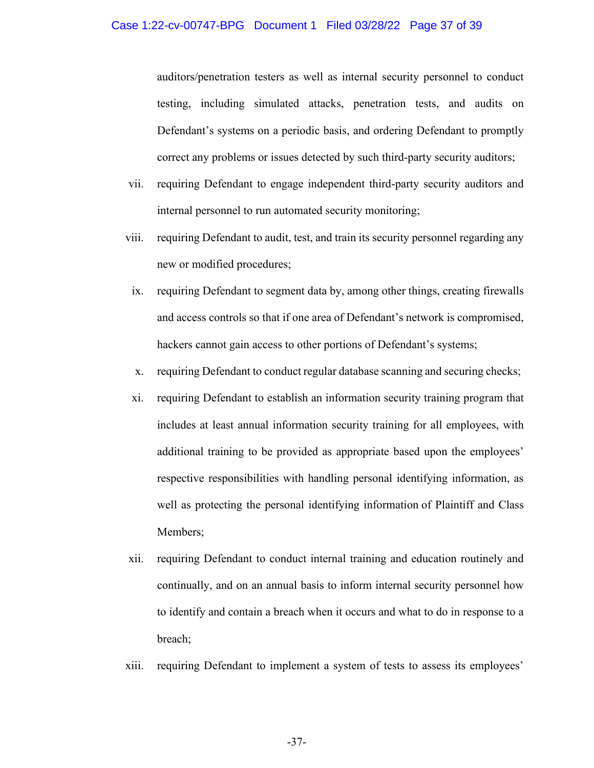auditors/penetration testers as well as internal security personnel to conduct testing, including simulated attacks, penetration tests, and audits on Defendant's systems on a periodic basis, and ordering Defendant to promptly correct any problems or issues detected by such third-party security auditors;

vii. requiring Defendant to engage independent third-party security auditors and internal personnel to run automated security monitoring;

viii. requiring Defendant to audit, test, and train its security personnel regarding any new or modified procedures;

ix. requiring Defendant to segment data by, among other things, creating firewalls and access controls so that if one area of Defendant's network is compromised, hackers cannot gain access to other portions of Defendant's systems;

x. requiring Defendant to conduct regular database scanning and securing checks;

xi. requiring Defendant to establish an information security training program that includes at least annual information security training for all employees, with additional training to be provided as appropriate based upon the employees' respective responsibilities with handling personal identifying information, as well as protecting the personal identifying information of Plaintiff and Class Members;

xii. requiring Defendant to conduct internal training and education routinely and continually, and on an annual basis to inform internal security personnel how to identify and contain a breach when it occurs and what to do in response to a breach;

xiii. requiring Defendant to implement a system of tests to assess its employees'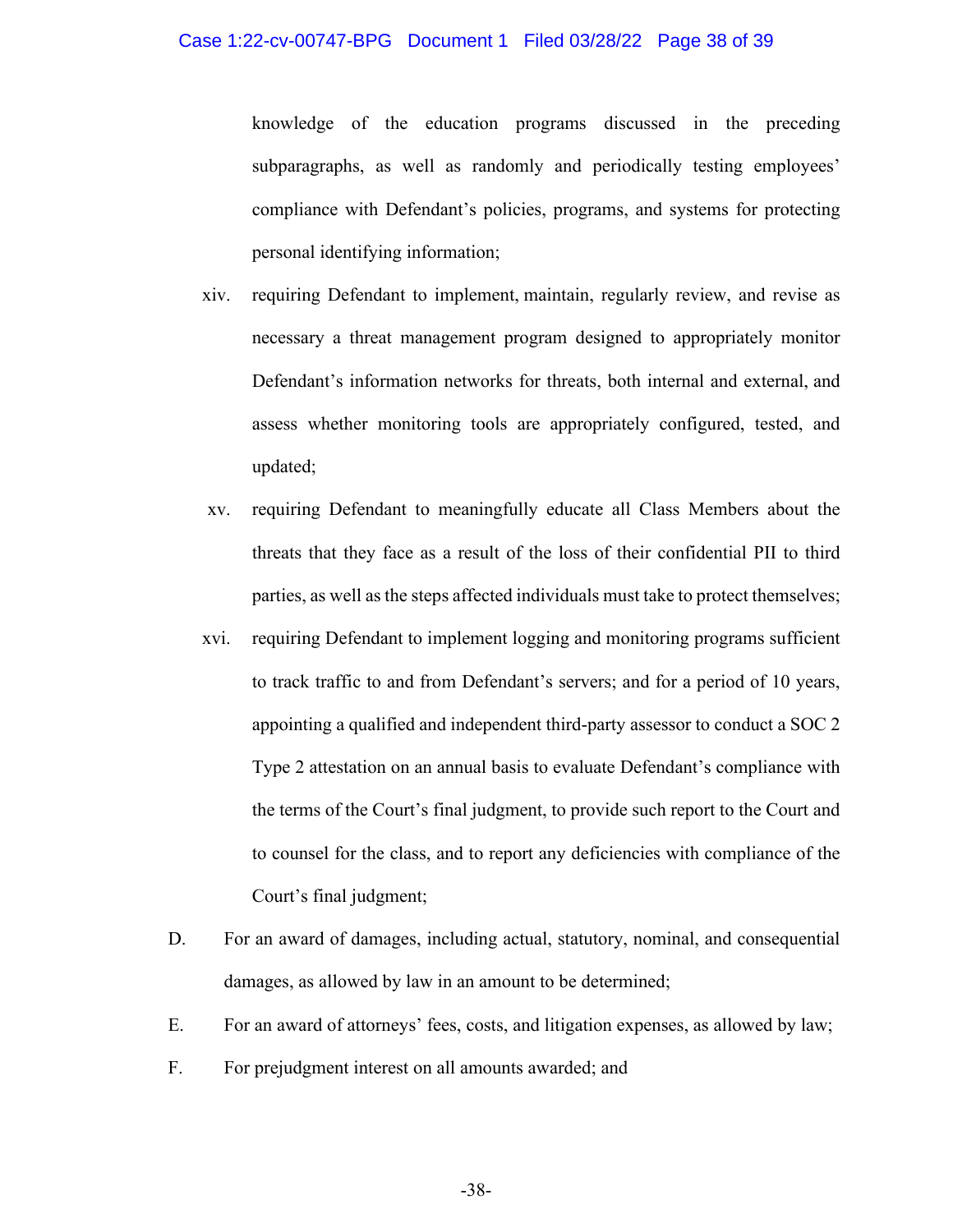knowledge of the education programs discussed in the preceding subparagraphs, as well as randomly and periodically testing employees' compliance with Defendant's policies, programs, and systems for protecting personal identifying information;

xiv. requiring Defendant to implement, maintain, regularly review, and revise as necessary a threat management program designed to appropriately monitor Defendant's information networks for threats, both internal and external, and assess whether monitoring tools are appropriately configured, tested, and updated;

xv. requiring Defendant to meaningfully educate all Class Members about the threats that they face as a result of the loss of their confidential PII to third parties, as well as the steps affected individuals must take to protect themselves;

xvi. requiring Defendant to implement logging and monitoring programs sufficient to track traffic to and from Defendant's servers; and for a period of 10 years, appointing a qualified and independent third-party assessor to conduct a SOC 2 Type 2 attestation on an annual basis to evaluate Defendant's compliance with the terms of the Court's final judgment, to provide such report to the Court and to counsel for the class, and to report any deficiencies with compliance of the Court's final judgment;

D. For an award of damages, including actual, statutory, nominal, and consequential damages, as allowed by law in an amount to be determined;

E. For an award of attorneys' fees, costs, and litigation expenses, as allowed by law;

F. For prejudgment interest on all amounts awarded; and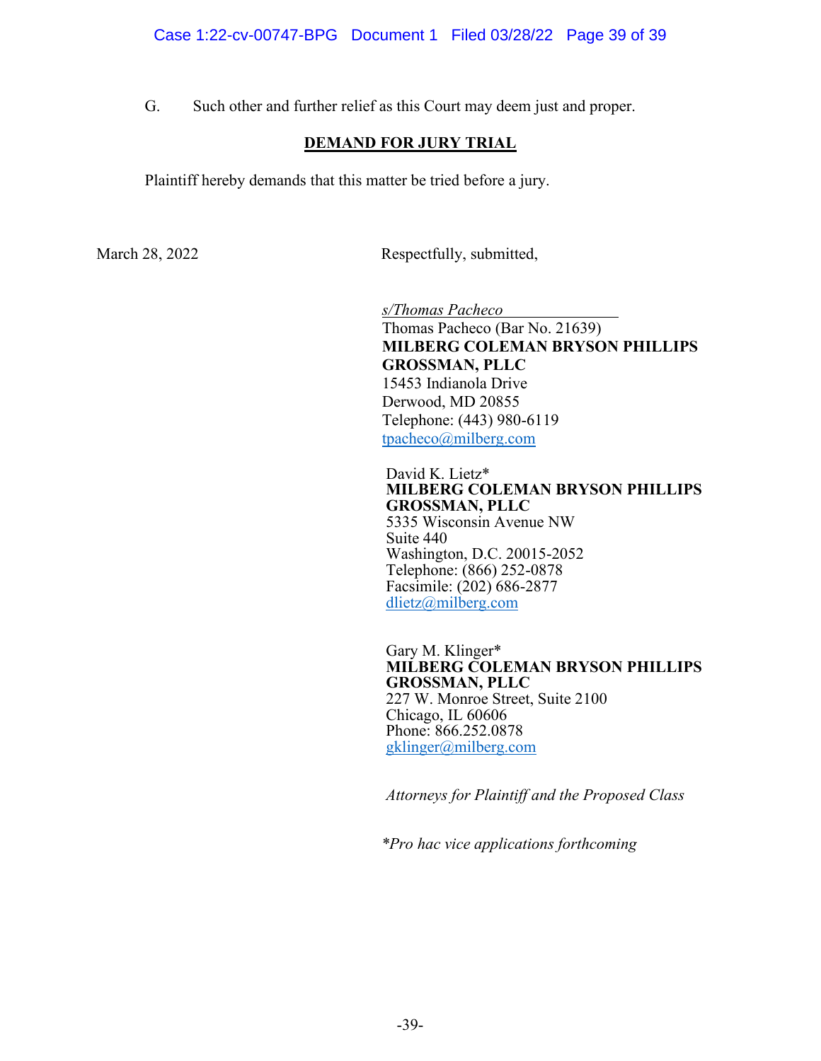G. Such other and further relief as this Court may deem just and proper.

**DEMAND FOR JURY TRIAL**

Plaintiff hereby demands that this matter be tried before a jury.

March 28, 2022

Respectfully, submitted,

*s/Thomas Pacheco*
Thomas Pacheco (Bar No. 21639)
**MILBERG COLEMAN BRYSON PHILLIPS GROSSMAN, PLLC**
15453 Indianola Drive
Derwood, MD 20855
Telephone: (443) 980-6119
tpacheco@milberg.com

David K. Lietz*
**MILBERG COLEMAN BRYSON PHILLIPS GROSSMAN, PLLC**
5335 Wisconsin Avenue NW
Suite 440
Washington, D.C. 20015-2052
Telephone: (866) 252-0878
Facsimile: (202) 686-2877
dlietz@milberg.com

Gary M. Klinger*
**MILBERG COLEMAN BRYSON PHILLIPS GROSSMAN, PLLC**
227 W. Monroe Street, Suite 2100
Chicago, IL 60606
Phone: 866.252.0878
gklinger@milberg.com

*Attorneys for Plaintiff and the Proposed Class*

*\*Pro hac vice applications forthcoming*